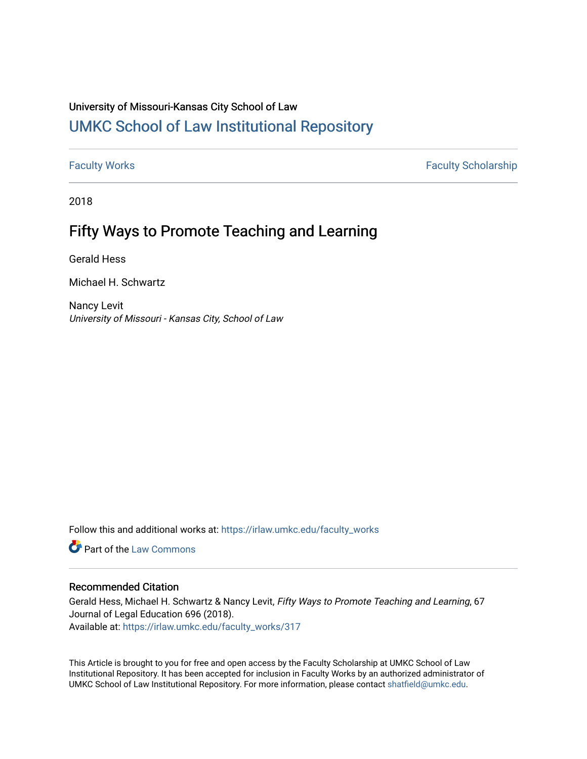University of Missouri-Kansas City School of Law

# UMKC School of Law Institutional Repository

Faculty Works | Faculty Scholarship

2018

## Fifty Ways to Promote Teaching and Learning

Gerald Hess

Michael H. Schwartz

Nancy Levit
*University of Missouri - Kansas City, School of Law*

Follow this and additional works at: https://irlaw.umkc.edu/faculty_works

Part of the Law Commons

### Recommended Citation

Gerald Hess, Michael H. Schwartz & Nancy Levit, *Fifty Ways to Promote Teaching and Learning*, 67 Journal of Legal Education 696 (2018).
Available at: https://irlaw.umkc.edu/faculty_works/317

This Article is brought to you for free and open access by the Faculty Scholarship at UMKC School of Law Institutional Repository. It has been accepted for inclusion in Faculty Works by an authorized administrator of UMKC School of Law Institutional Repository. For more information, please contact shatfield@umkc.edu.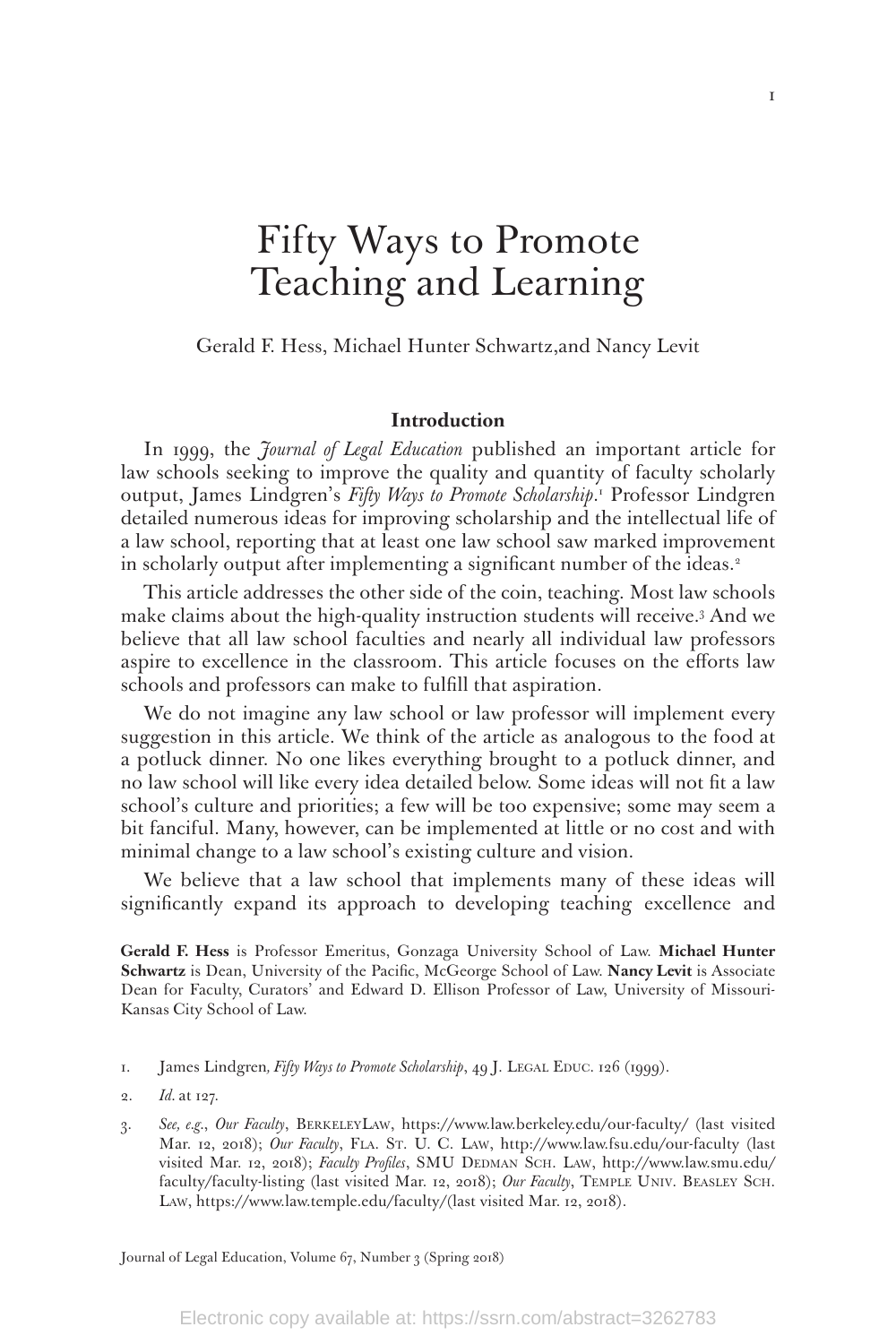# Fifty Ways to Promote Teaching and Learning

Gerald F. Hess, Michael Hunter Schwartz,and Nancy Levit

## Introduction

In 1999, the *Journal of Legal Education* published an important article for law schools seeking to improve the quality and quantity of faculty scholarly output, James Lindgren's *Fifty Ways to Promote Scholarship*.[1] Professor Lindgren detailed numerous ideas for improving scholarship and the intellectual life of a law school, reporting that at least one law school saw marked improvement in scholarly output after implementing a significant number of the ideas.[2]

This article addresses the other side of the coin, teaching. Most law schools make claims about the high-quality instruction students will receive.[3] And we believe that all law school faculties and nearly all individual law professors aspire to excellence in the classroom. This article focuses on the efforts law schools and professors can make to fulfill that aspiration.

We do not imagine any law school or law professor will implement every suggestion in this article. We think of the article as analogous to the food at a potluck dinner. No one likes everything brought to a potluck dinner, and no law school will like every idea detailed below. Some ideas will not fit a law school's culture and priorities; a few will be too expensive; some may seem a bit fanciful. Many, however, can be implemented at little or no cost and with minimal change to a law school's existing culture and vision.

We believe that a law school that implements many of these ideas will significantly expand its approach to developing teaching excellence and

**Gerald F. Hess** is Professor Emeritus, Gonzaga University School of Law. **Michael Hunter Schwartz** is Dean, University of the Pacific, McGeorge School of Law. **Nancy Levit** is Associate Dean for Faculty, Curators' and Edward D. Ellison Professor of Law, University of Missouri-Kansas City School of Law.

1. James Lindgren*, Fifty Ways to Promote Scholarship*, 49 J. Legal Educ. 126 (1999).

2. *Id.* at 127.

3. *See, e.g.*, *Our Faculty*, BerkeleyLaw, https://www.law.berkeley.edu/our-faculty/ (last visited Mar. 12, 2018); *Our Faculty*, Fla. St. U. C. Law, http://www.law.fsu.edu/our-faculty (last visited Mar. 12, 2018); *Faculty Profiles*, SMU Dedman Sch. Law, http://www.law.smu.edu/faculty/faculty-listing (last visited Mar. 12, 2018); *Our Faculty*, Temple Univ. Beasley Sch. Law, https://www.law.temple.edu/faculty/(last visited Mar. 12, 2018).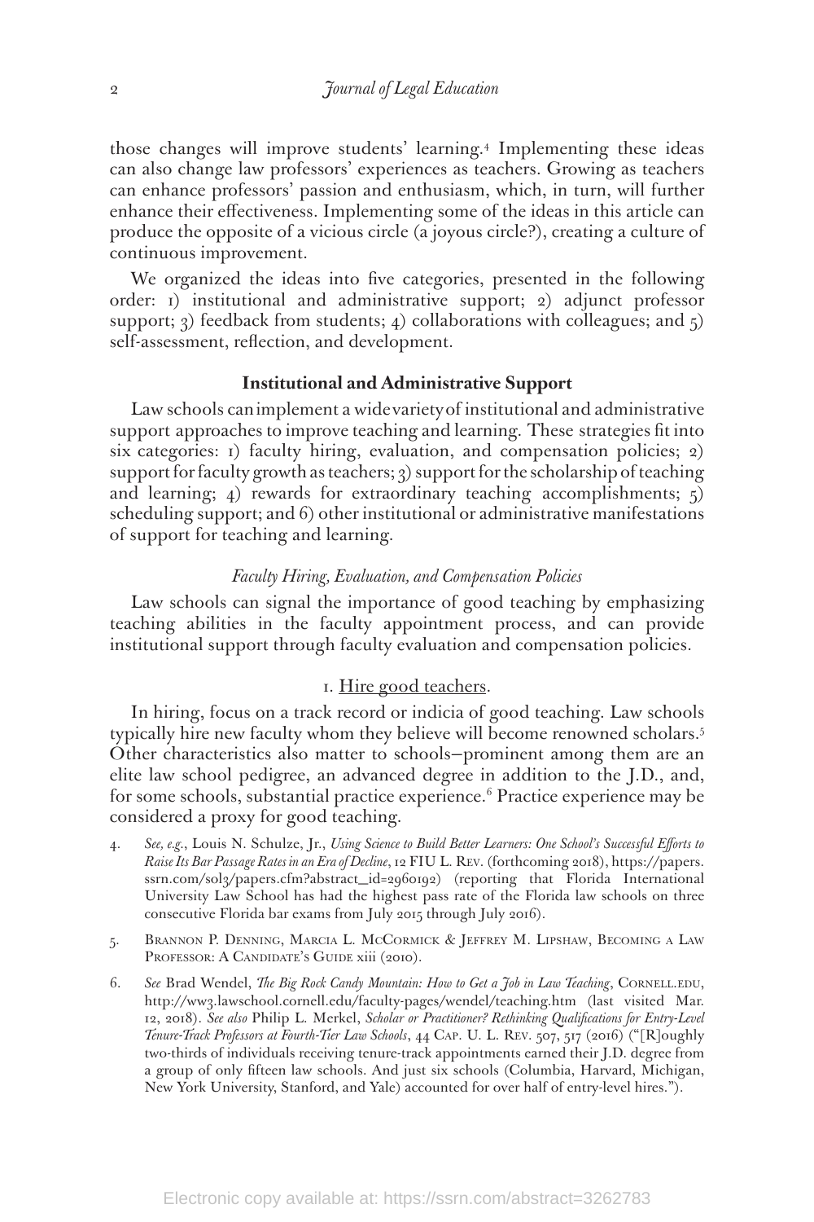those changes will improve students' learning.[4] Implementing these ideas can also change law professors' experiences as teachers. Growing as teachers can enhance professors' passion and enthusiasm, which, in turn, will further enhance their effectiveness. Implementing some of the ideas in this article can produce the opposite of a vicious circle (a joyous circle?), creating a culture of continuous improvement.

We organized the ideas into five categories, presented in the following order: 1) institutional and administrative support; 2) adjunct professor support; 3) feedback from students; 4) collaborations with colleagues; and 5) self-assessment, reflection, and development.

## Institutional and Administrative Support

Law schools can implement a wide variety of institutional and administrative support approaches to improve teaching and learning. These strategies fit into six categories: 1) faculty hiring, evaluation, and compensation policies; 2) support for faculty growth as teachers; 3) support for the scholarship of teaching and learning; 4) rewards for extraordinary teaching accomplishments; 5) scheduling support; and 6) other institutional or administrative manifestations of support for teaching and learning.

### *Faculty Hiring, Evaluation, and Compensation Policies*

Law schools can signal the importance of good teaching by emphasizing teaching abilities in the faculty appointment process, and can provide institutional support through faculty evaluation and compensation policies.

#### 1. Hire good teachers.

In hiring, focus on a track record or indicia of good teaching. Law schools typically hire new faculty whom they believe will become renowned scholars.[5] Other characteristics also matter to schools—prominent among them are an elite law school pedigree, an advanced degree in addition to the J.D., and, for some schools, substantial practice experience.[6] Practice experience may be considered a proxy for good teaching.

4. *See, e.g.*, Louis N. Schulze, Jr., *Using Science to Build Better Learners: One School's Successful Efforts to Raise Its Bar Passage Rates in an Era of Decline*, 12 FIU L. Rev. (forthcoming 2018), https://papers.ssrn.com/sol3/papers.cfm?abstract_id=2960192) (reporting that Florida International University Law School has had the highest pass rate of the Florida law schools on three consecutive Florida bar exams from July 2015 through July 2016).

5. Brannon P. Denning, Marcia L. McCormick & Jeffrey M. Lipshaw, Becoming a Law Professor: A Candidate's Guide xiii (2010).

6. *See* Brad Wendel, *The Big Rock Candy Mountain: How to Get a Job in Law Teaching*, Cornell.edu, http://ww3.lawschool.cornell.edu/faculty-pages/wendel/teaching.htm (last visited Mar. 12, 2018). *See also* Philip L. Merkel, *Scholar or Practitioner? Rethinking Qualifications for Entry-Level Tenure-Track Professors at Fourth-Tier Law Schools*, 44 Cap. U. L. Rev. 507, 517 (2016) ("[R]oughly two-thirds of individuals receiving tenure-track appointments earned their J.D. degree from a group of only fifteen law schools. And just six schools (Columbia, Harvard, Michigan, New York University, Stanford, and Yale) accounted for over half of entry-level hires.").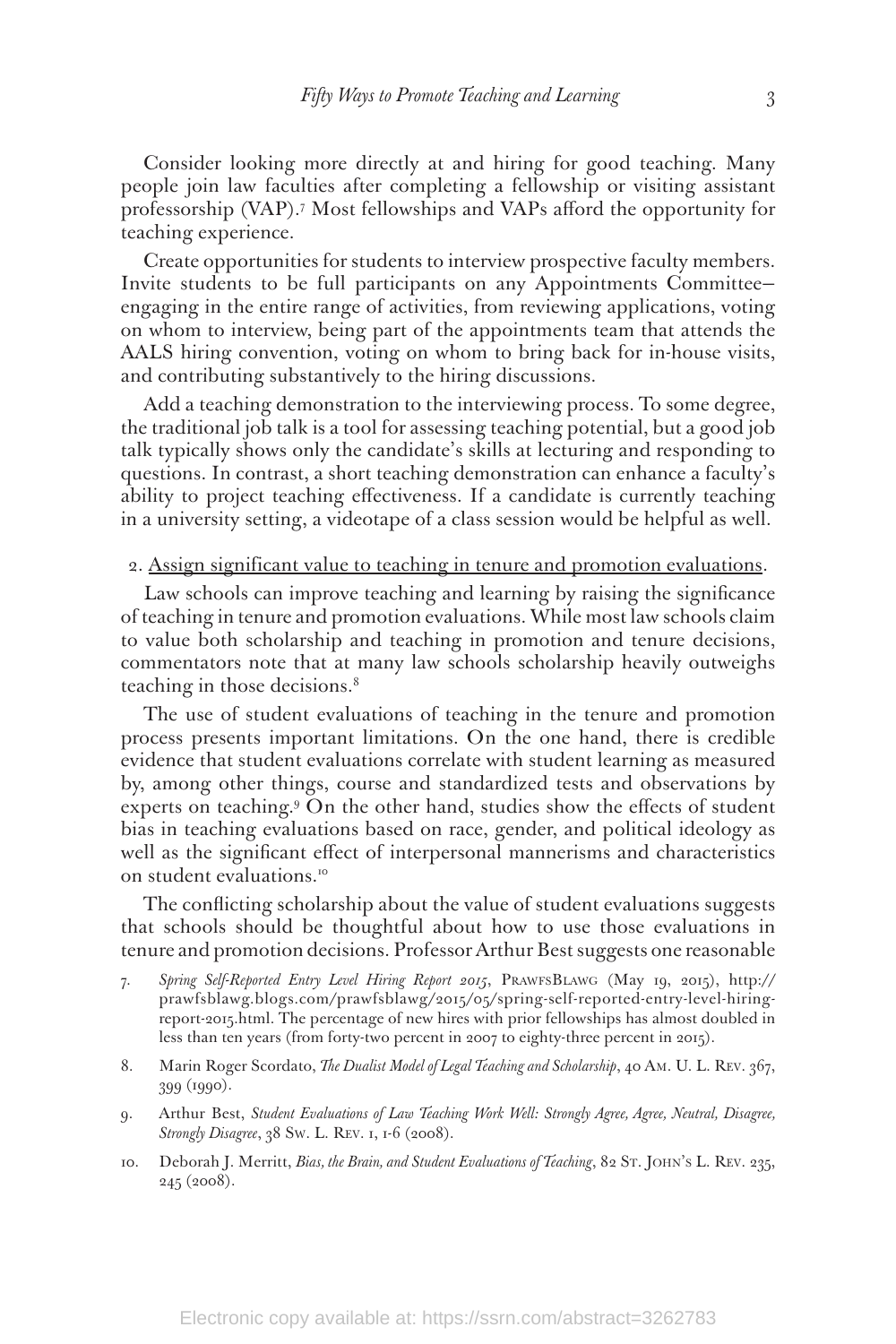Consider looking more directly at and hiring for good teaching. Many people join law faculties after completing a fellowship or visiting assistant professorship (VAP).[7] Most fellowships and VAPs afford the opportunity for teaching experience.

Create opportunities for students to interview prospective faculty members. Invite students to be full participants on any Appointments Committee—engaging in the entire range of activities, from reviewing applications, voting on whom to interview, being part of the appointments team that attends the AALS hiring convention, voting on whom to bring back for in-house visits, and contributing substantively to the hiring discussions.

Add a teaching demonstration to the interviewing process. To some degree, the traditional job talk is a tool for assessing teaching potential, but a good job talk typically shows only the candidate's skills at lecturing and responding to questions. In contrast, a short teaching demonstration can enhance a faculty's ability to project teaching effectiveness. If a candidate is currently teaching in a university setting, a videotape of a class session would be helpful as well.

2. Assign significant value to teaching in tenure and promotion evaluations.

Law schools can improve teaching and learning by raising the significance of teaching in tenure and promotion evaluations. While most law schools claim to value both scholarship and teaching in promotion and tenure decisions, commentators note that at many law schools scholarship heavily outweighs teaching in those decisions.[8]

The use of student evaluations of teaching in the tenure and promotion process presents important limitations. On the one hand, there is credible evidence that student evaluations correlate with student learning as measured by, among other things, course and standardized tests and observations by experts on teaching.[9] On the other hand, studies show the effects of student bias in teaching evaluations based on race, gender, and political ideology as well as the significant effect of interpersonal mannerisms and characteristics on student evaluations.[10]

The conflicting scholarship about the value of student evaluations suggests that schools should be thoughtful about how to use those evaluations in tenure and promotion decisions. Professor Arthur Best suggests one reasonable

7. *Spring Self-Reported Entry Level Hiring Report 2015*, PrawfsBlawg (May 19, 2015), http://prawfsblawg.blogs.com/prawfsblawg/2015/05/spring-self-reported-entry-level-hiring-report-2015.html. The percentage of new hires with prior fellowships has almost doubled in less than ten years (from forty-two percent in 2007 to eighty-three percent in 2015).

8. Marin Roger Scordato, *The Dualist Model of Legal Teaching and Scholarship*, 40 Am. U. L. Rev. 367, 399 (1990).

9. Arthur Best, *Student Evaluations of Law Teaching Work Well: Strongly Agree, Agree, Neutral, Disagree, Strongly Disagree*, 38 Sw. L. Rev. 1, 1-6 (2008).

10. Deborah J. Merritt, *Bias, the Brain, and Student Evaluations of Teaching*, 82 St. John's L. Rev. 235, 245 (2008).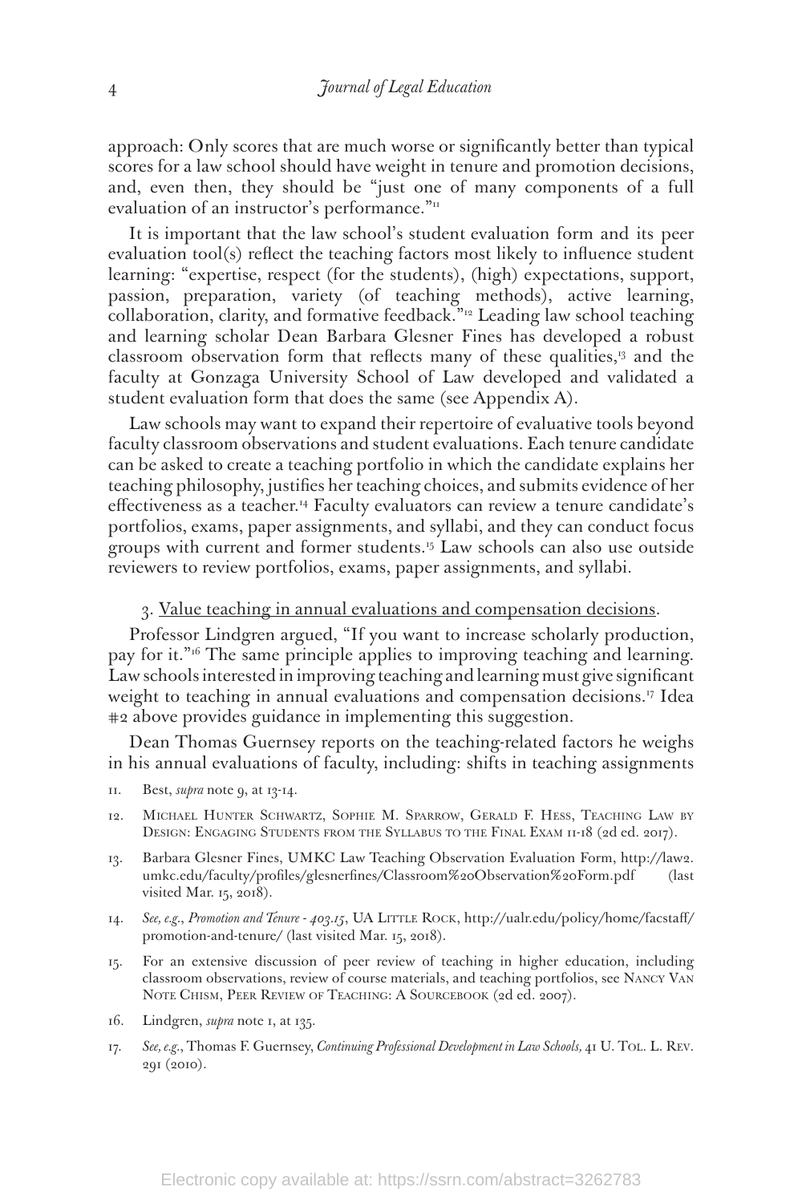approach: Only scores that are much worse or significantly better than typical scores for a law school should have weight in tenure and promotion decisions, and, even then, they should be "just one of many components of a full evaluation of an instructor's performance."[11]

It is important that the law school's student evaluation form and its peer evaluation tool(s) reflect the teaching factors most likely to influence student learning: "expertise, respect (for the students), (high) expectations, support, passion, preparation, variety (of teaching methods), active learning, collaboration, clarity, and formative feedback."[12] Leading law school teaching and learning scholar Dean Barbara Glesner Fines has developed a robust classroom observation form that reflects many of these qualities,[13] and the faculty at Gonzaga University School of Law developed and validated a student evaluation form that does the same (see Appendix A).

Law schools may want to expand their repertoire of evaluative tools beyond faculty classroom observations and student evaluations. Each tenure candidate can be asked to create a teaching portfolio in which the candidate explains her teaching philosophy, justifies her teaching choices, and submits evidence of her effectiveness as a teacher.[14] Faculty evaluators can review a tenure candidate's portfolios, exams, paper assignments, and syllabi, and they can conduct focus groups with current and former students.[15] Law schools can also use outside reviewers to review portfolios, exams, paper assignments, and syllabi.

3. <u>Value teaching in annual evaluations and compensation decisions</u>.

Professor Lindgren argued, "If you want to increase scholarly production, pay for it."[16] The same principle applies to improving teaching and learning. Law schools interested in improving teaching and learning must give significant weight to teaching in annual evaluations and compensation decisions.[17] Idea #2 above provides guidance in implementing this suggestion.

Dean Thomas Guernsey reports on the teaching-related factors he weighs in his annual evaluations of faculty, including: shifts in teaching assignments

11. Best, *supra* note 9, at 13-14.

12. Michael Hunter Schwartz, Sophie M. Sparrow, Gerald F. Hess, Teaching Law by Design: Engaging Students from the Syllabus to the Final Exam 11-18 (2d ed. 2017).

13. Barbara Glesner Fines, UMKC Law Teaching Observation Evaluation Form, http://law2.umkc.edu/faculty/profiles/glesnerfines/Classroom%20Observation%20Form.pdf (last visited Mar. 15, 2018).

14. *See, e.g.*, *Promotion and Tenure - 403.15*, UA Little Rock, http://ualr.edu/policy/home/facstaff/promotion-and-tenure/ (last visited Mar. 15, 2018).

15. For an extensive discussion of peer review of teaching in higher education, including classroom observations, review of course materials, and teaching portfolios, see Nancy Van Note Chism, Peer Review of Teaching: A Sourcebook (2d ed. 2007).

16. Lindgren, *supra* note 1, at 135.

17. *See, e.g.*, Thomas F. Guernsey, *Continuing Professional Development in Law Schools,* 41 U. Tol. L. Rev. 291 (2010).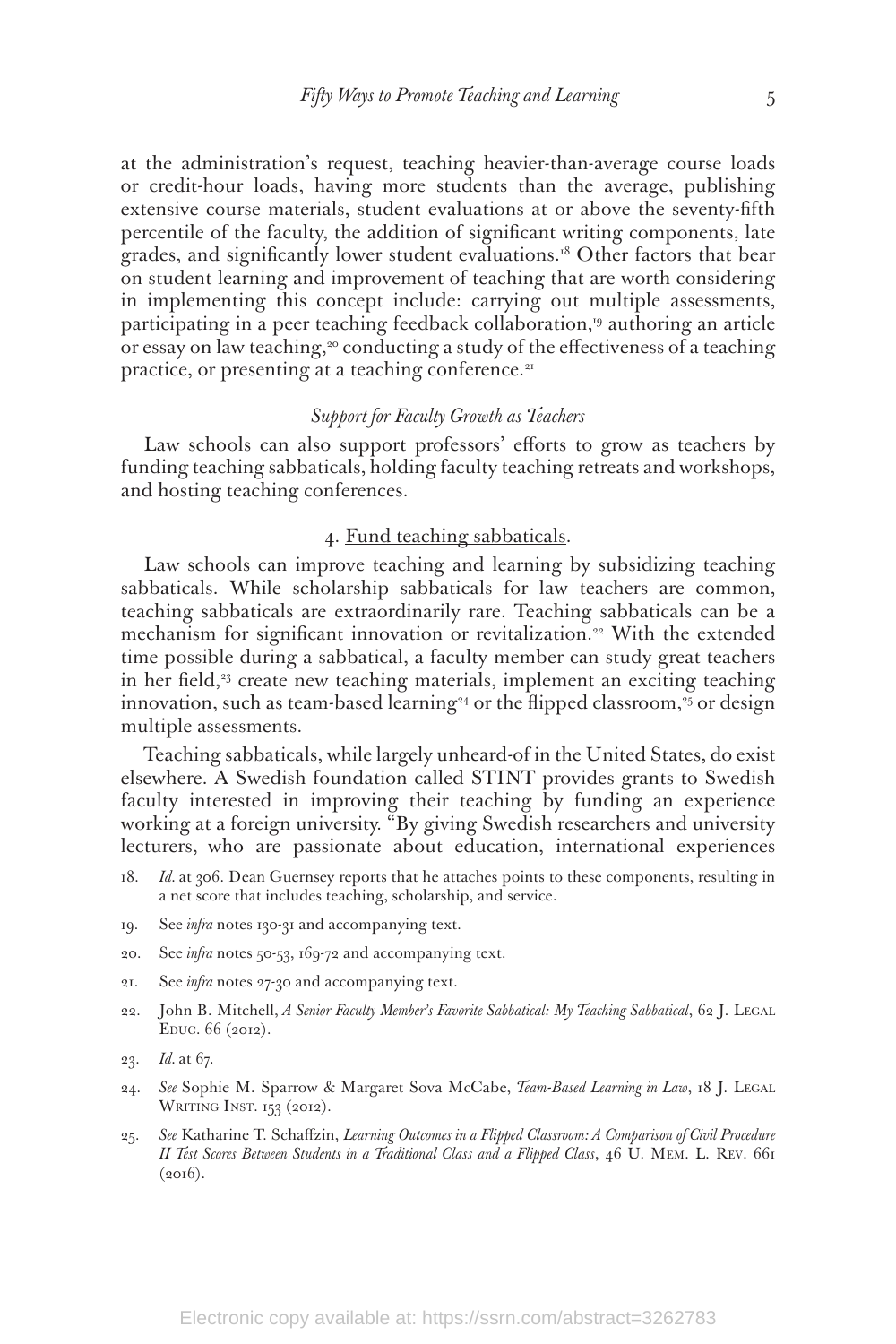at the administration's request, teaching heavier-than-average course loads or credit-hour loads, having more students than the average, publishing extensive course materials, student evaluations at or above the seventy-fifth percentile of the faculty, the addition of significant writing components, late grades, and significantly lower student evaluations.[18] Other factors that bear on student learning and improvement of teaching that are worth considering in implementing this concept include: carrying out multiple assessments, participating in a peer teaching feedback collaboration,[19] authoring an article or essay on law teaching,[20] conducting a study of the effectiveness of a teaching practice, or presenting at a teaching conference.[21]

### *Support for Faculty Growth as Teachers*

Law schools can also support professors' efforts to grow as teachers by funding teaching sabbaticals, holding faculty teaching retreats and workshops, and hosting teaching conferences.

#### 4. Fund teaching sabbaticals.

Law schools can improve teaching and learning by subsidizing teaching sabbaticals. While scholarship sabbaticals for law teachers are common, teaching sabbaticals are extraordinarily rare. Teaching sabbaticals can be a mechanism for significant innovation or revitalization.[22] With the extended time possible during a sabbatical, a faculty member can study great teachers in her field,[23] create new teaching materials, implement an exciting teaching innovation, such as team-based learning[24] or the flipped classroom,[25] or design multiple assessments.

Teaching sabbaticals, while largely unheard-of in the United States, do exist elsewhere. A Swedish foundation called STINT provides grants to Swedish faculty interested in improving their teaching by funding an experience working at a foreign university. "By giving Swedish researchers and university lecturers, who are passionate about education, international experiences

---

18. *Id.* at 306. Dean Guernsey reports that he attaches points to these components, resulting in a net score that includes teaching, scholarship, and service.

19. See *infra* notes 130-31 and accompanying text.

20. See *infra* notes 50-53, 169-72 and accompanying text.

21. See *infra* notes 27-30 and accompanying text.

22. John B. Mitchell, *A Senior Faculty Member's Favorite Sabbatical: My Teaching Sabbatical*, 62 J. Legal Educ. 66 (2012).

23. *Id.* at 67.

24. *See* Sophie M. Sparrow & Margaret Sova McCabe, *Team-Based Learning in Law*, 18 J. Legal Writing Inst. 153 (2012).

25. *See* Katharine T. Schaffzin, *Learning Outcomes in a Flipped Classroom: A Comparison of Civil Procedure II Test Scores Between Students in a Traditional Class and a Flipped Class*, 46 U. Mem. L. Rev. 661 (2016).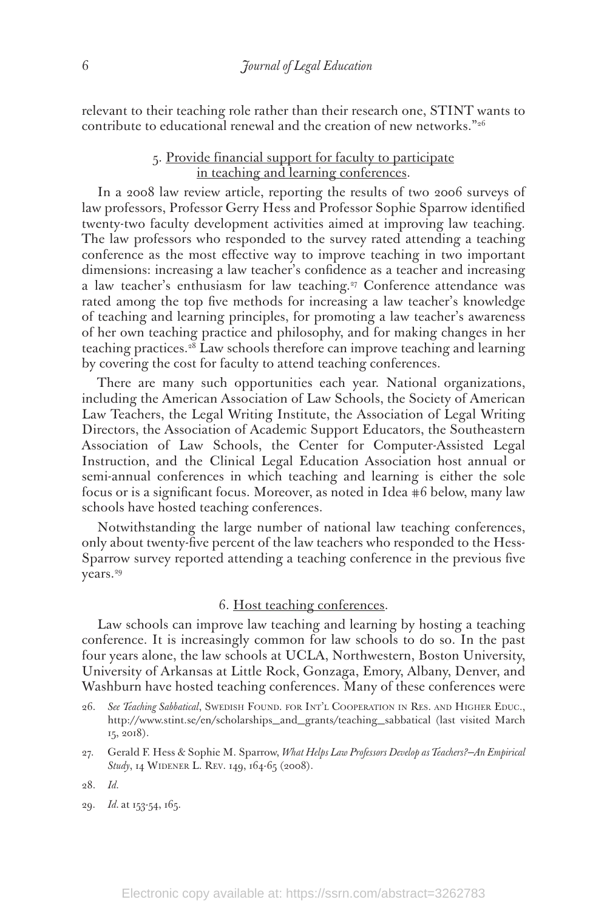relevant to their teaching role rather than their research one, STINT wants to contribute to educational renewal and the creation of new networks."[26]

### 5. Provide financial support for faculty to participate in teaching and learning conferences.

In a 2008 law review article, reporting the results of two 2006 surveys of law professors, Professor Gerry Hess and Professor Sophie Sparrow identified twenty-two faculty development activities aimed at improving law teaching. The law professors who responded to the survey rated attending a teaching conference as the most effective way to improve teaching in two important dimensions: increasing a law teacher's confidence as a teacher and increasing a law teacher's enthusiasm for law teaching.[27] Conference attendance was rated among the top five methods for increasing a law teacher's knowledge of teaching and learning principles, for promoting a law teacher's awareness of her own teaching practice and philosophy, and for making changes in her teaching practices.[28] Law schools therefore can improve teaching and learning by covering the cost for faculty to attend teaching conferences.

There are many such opportunities each year. National organizations, including the American Association of Law Schools, the Society of American Law Teachers, the Legal Writing Institute, the Association of Legal Writing Directors, the Association of Academic Support Educators, the Southeastern Association of Law Schools, the Center for Computer-Assisted Legal Instruction, and the Clinical Legal Education Association host annual or semi-annual conferences in which teaching and learning is either the sole focus or is a significant focus. Moreover, as noted in Idea #6 below, many law schools have hosted teaching conferences.

Notwithstanding the large number of national law teaching conferences, only about twenty-five percent of the law teachers who responded to the Hess-Sparrow survey reported attending a teaching conference in the previous five years.[29]

### 6. Host teaching conferences.

Law schools can improve law teaching and learning by hosting a teaching conference. It is increasingly common for law schools to do so. In the past four years alone, the law schools at UCLA, Northwestern, Boston University, University of Arkansas at Little Rock, Gonzaga, Emory, Albany, Denver, and Washburn have hosted teaching conferences. Many of these conferences were

26. *See Teaching Sabbatical*, Swedish Found. for Int'l Cooperation in Res. and Higher Educ., http://www.stint.se/en/scholarships_and_grants/teaching_sabbatical (last visited March 15, 2018).

27. Gerald F. Hess & Sophie M. Sparrow, *What Helps Law Professors Develop as Teachers?—An Empirical Study*, 14 Widener L. Rev. 149, 164-65 (2008).

28. *Id.*

29. *Id.* at 153-54, 165.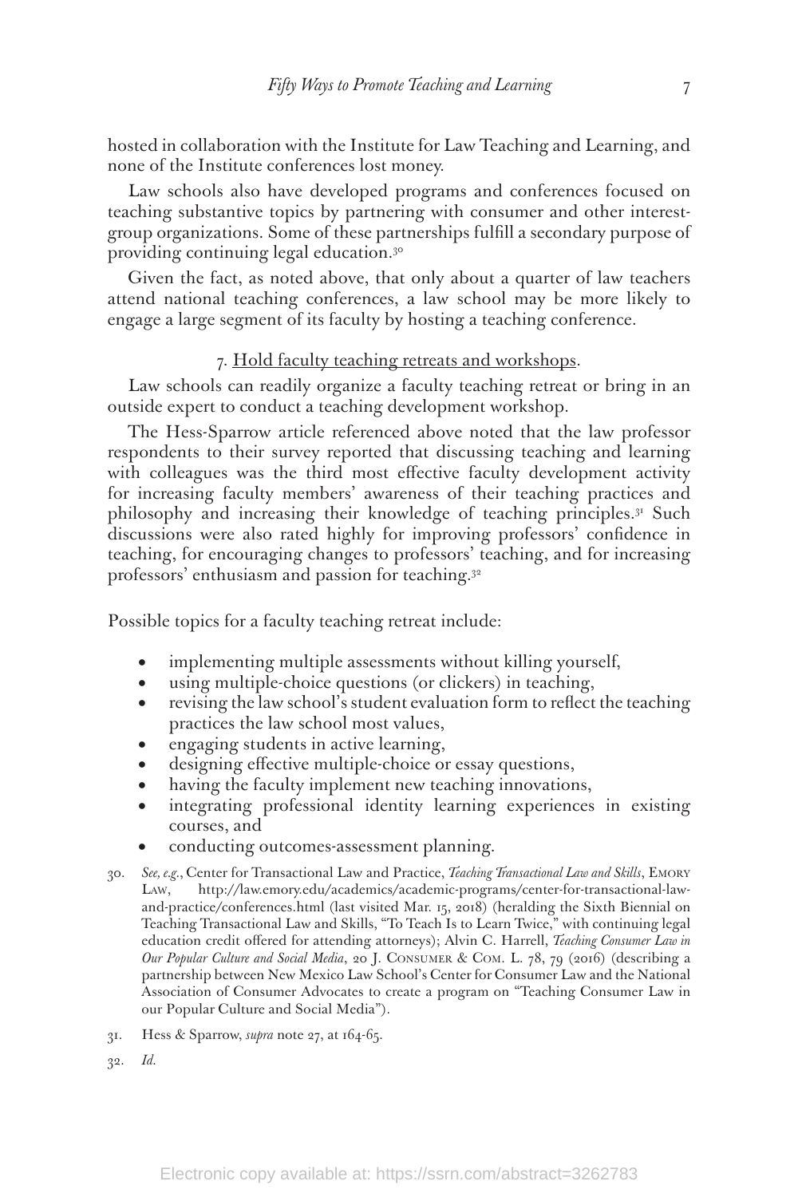hosted in collaboration with the Institute for Law Teaching and Learning, and none of the Institute conferences lost money.

Law schools also have developed programs and conferences focused on teaching substantive topics by partnering with consumer and other interest-group organizations. Some of these partnerships fulfill a secondary purpose of providing continuing legal education.[30]

Given the fact, as noted above, that only about a quarter of law teachers attend national teaching conferences, a law school may be more likely to engage a large segment of its faculty by hosting a teaching conference.

### 7. Hold faculty teaching retreats and workshops.

Law schools can readily organize a faculty teaching retreat or bring in an outside expert to conduct a teaching development workshop.

The Hess-Sparrow article referenced above noted that the law professor respondents to their survey reported that discussing teaching and learning with colleagues was the third most effective faculty development activity for increasing faculty members' awareness of their teaching practices and philosophy and increasing their knowledge of teaching principles.[31] Such discussions were also rated highly for improving professors' confidence in teaching, for encouraging changes to professors' teaching, and for increasing professors' enthusiasm and passion for teaching.[32]

Possible topics for a faculty teaching retreat include:

- implementing multiple assessments without killing yourself,
- using multiple-choice questions (or clickers) in teaching,
- revising the law school's student evaluation form to reflect the teaching practices the law school most values,
- engaging students in active learning,
- designing effective multiple-choice or essay questions,
- having the faculty implement new teaching innovations,
- integrating professional identity learning experiences in existing courses, and
- conducting outcomes-assessment planning.

30. *See, e.g.*, Center for Transactional Law and Practice, *Teaching Transactional Law and Skills*, Emory Law, http://law.emory.edu/academics/academic-programs/center-for-transactional-law-and-practice/conferences.html (last visited Mar. 15, 2018) (heralding the Sixth Biennial on Teaching Transactional Law and Skills, "To Teach Is to Learn Twice," with continuing legal education credit offered for attending attorneys); Alvin C. Harrell, *Teaching Consumer Law in Our Popular Culture and Social Media*, 20 J. Consumer & Com. L. 78, 79 (2016) (describing a partnership between New Mexico Law School's Center for Consumer Law and the National Association of Consumer Advocates to create a program on "Teaching Consumer Law in our Popular Culture and Social Media").

31. Hess & Sparrow, *supra* note 27, at 164-65.

32. *Id.*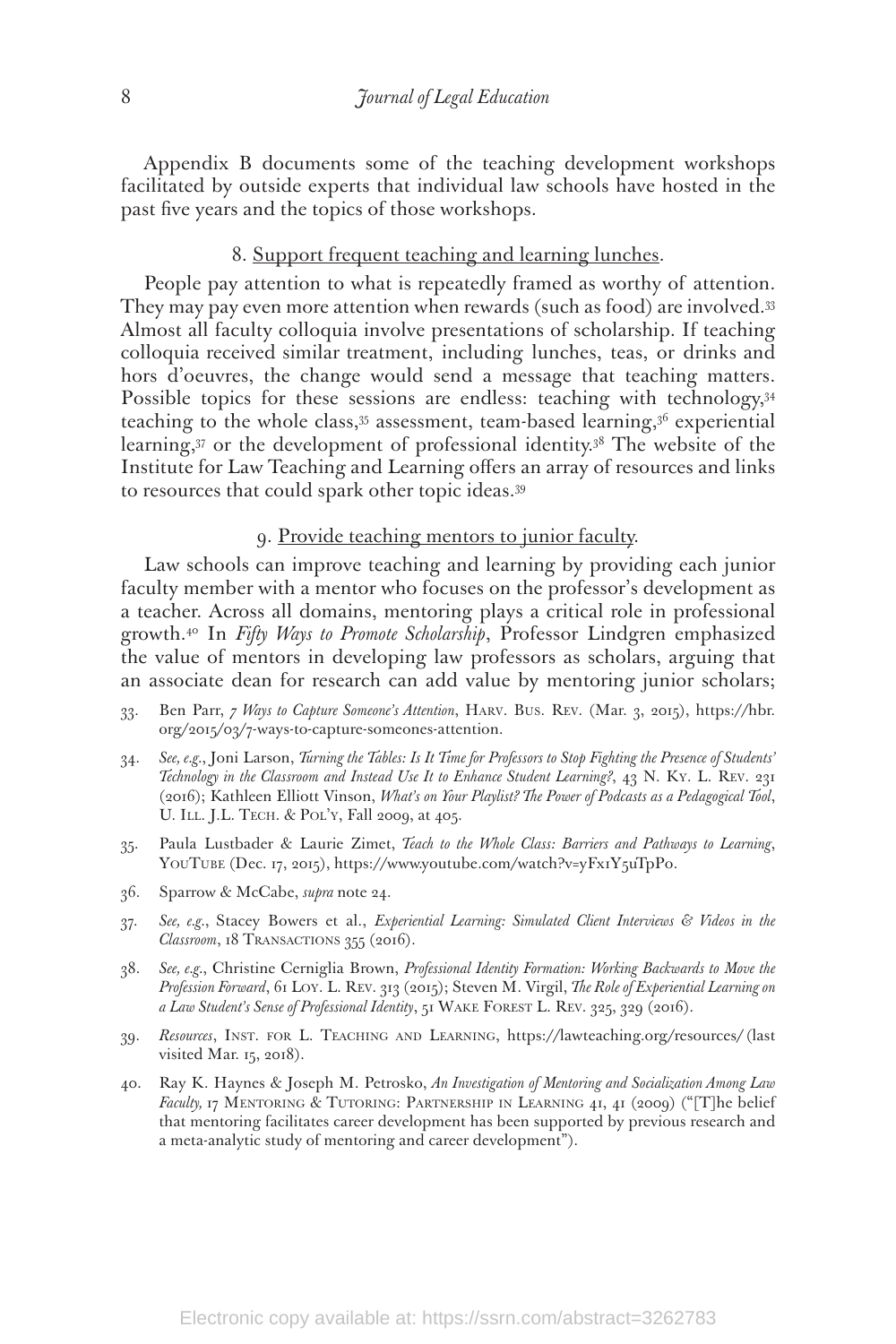Appendix B documents some of the teaching development workshops facilitated by outside experts that individual law schools have hosted in the past five years and the topics of those workshops.

8. <u>Support frequent teaching and learning lunches</u>.

People pay attention to what is repeatedly framed as worthy of attention. They may pay even more attention when rewards (such as food) are involved.[33] Almost all faculty colloquia involve presentations of scholarship. If teaching colloquia received similar treatment, including lunches, teas, or drinks and hors d'oeuvres, the change would send a message that teaching matters. Possible topics for these sessions are endless: teaching with technology,[34] teaching to the whole class,[35] assessment, team-based learning,[36] experiential learning,[37] or the development of professional identity.[38] The website of the Institute for Law Teaching and Learning offers an array of resources and links to resources that could spark other topic ideas.[39]

9. <u>Provide teaching mentors to junior faculty</u>.

Law schools can improve teaching and learning by providing each junior faculty member with a mentor who focuses on the professor's development as a teacher. Across all domains, mentoring plays a critical role in professional growth.[40] In *Fifty Ways to Promote Scholarship*, Professor Lindgren emphasized the value of mentors in developing law professors as scholars, arguing that an associate dean for research can add value by mentoring junior scholars;

33. Ben Parr, *7 Ways to Capture Someone's Attention*, Harv. Bus. Rev. (Mar. 3, 2015), https://hbr.org/2015/03/7-ways-to-capture-someones-attention.

34. *See, e.g.*, Joni Larson, *Turning the Tables: Is It Time for Professors to Stop Fighting the Presence of Students' Technology in the Classroom and Instead Use It to Enhance Student Learning?*, 43 N. Ky. L. Rev. 231 (2016); Kathleen Elliott Vinson, *What's on Your Playlist? The Power of Podcasts as a Pedagogical Tool*, U. Ill. J.L. Tech. & Pol'y, Fall 2009, at 405.

35. Paula Lustbader & Laurie Zimet, *Teach to the Whole Class: Barriers and Pathways to Learning*, YouTube (Dec. 17, 2015), https://www.youtube.com/watch?v=yFx1Y5uTpPo.

36. Sparrow & McCabe, *supra* note 24.

37. *See, e.g.*, Stacey Bowers et al., *Experiential Learning: Simulated Client Interviews & Videos in the Classroom*, 18 Transactions 355 (2016).

38. *See, e.g.*, Christine Cerniglia Brown, *Professional Identity Formation: Working Backwards to Move the Profession Forward*, 61 Loy. L. Rev. 313 (2015); Steven M. Virgil, *The Role of Experiential Learning on a Law Student's Sense of Professional Identity*, 51 Wake Forest L. Rev. 325, 329 (2016).

39. *Resources*, Inst. for L. Teaching and Learning, https://lawteaching.org/resources/ (last visited Mar. 15, 2018).

40. Ray K. Haynes & Joseph M. Petrosko, *An Investigation of Mentoring and Socialization Among Law Faculty,* 17 Mentoring & Tutoring: Partnership in Learning 41, 41 (2009) ("[T]he belief that mentoring facilitates career development has been supported by previous research and a meta-analytic study of mentoring and career development").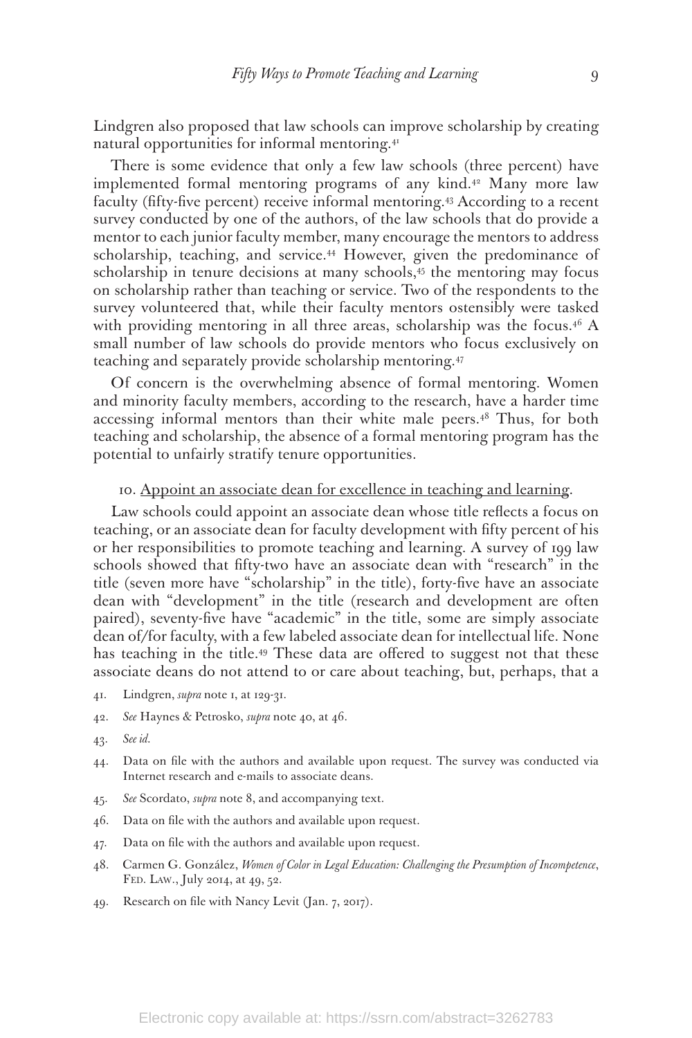Lindgren also proposed that law schools can improve scholarship by creating natural opportunities for informal mentoring.[41]

There is some evidence that only a few law schools (three percent) have implemented formal mentoring programs of any kind.[42] Many more law faculty (fifty-five percent) receive informal mentoring.[43] According to a recent survey conducted by one of the authors, of the law schools that do provide a mentor to each junior faculty member, many encourage the mentors to address scholarship, teaching, and service.[44] However, given the predominance of scholarship in tenure decisions at many schools,[45] the mentoring may focus on scholarship rather than teaching or service. Two of the respondents to the survey volunteered that, while their faculty mentors ostensibly were tasked with providing mentoring in all three areas, scholarship was the focus.[46] A small number of law schools do provide mentors who focus exclusively on teaching and separately provide scholarship mentoring.[47]

Of concern is the overwhelming absence of formal mentoring. Women and minority faculty members, according to the research, have a harder time accessing informal mentors than their white male peers.[48] Thus, for both teaching and scholarship, the absence of a formal mentoring program has the potential to unfairly stratify tenure opportunities.

10. Appoint an associate dean for excellence in teaching and learning.

Law schools could appoint an associate dean whose title reflects a focus on teaching, or an associate dean for faculty development with fifty percent of his or her responsibilities to promote teaching and learning. A survey of 199 law schools showed that fifty-two have an associate dean with "research" in the title (seven more have "scholarship" in the title), forty-five have an associate dean with "development" in the title (research and development are often paired), seventy-five have "academic" in the title, some are simply associate dean of/for faculty, with a few labeled associate dean for intellectual life. None has teaching in the title.[49] These data are offered to suggest not that these associate deans do not attend to or care about teaching, but, perhaps, that a

41. Lindgren, *supra* note 1, at 129-31.

42. *See* Haynes & Petrosko, *supra* note 40, at 46.

43. *See id.*

44. Data on file with the authors and available upon request. The survey was conducted via Internet research and e-mails to associate deans.

45. *See* Scordato, *supra* note 8, and accompanying text.

46. Data on file with the authors and available upon request.

47. Data on file with the authors and available upon request.

48. Carmen G. González, *Women of Color in Legal Education: Challenging the Presumption of Incompetence*, Fed. Law., July 2014, at 49, 52.

49. Research on file with Nancy Levit (Jan. 7, 2017).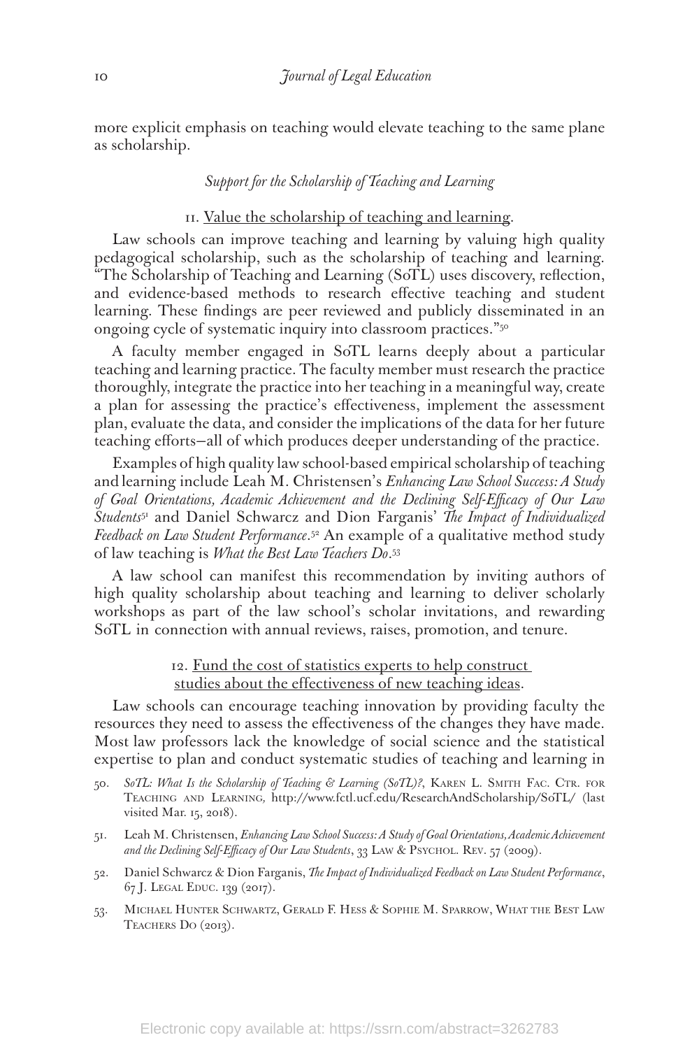more explicit emphasis on teaching would elevate teaching to the same plane as scholarship.

### *Support for the Scholarship of Teaching and Learning*

11. Value the scholarship of teaching and learning.

Law schools can improve teaching and learning by valuing high quality pedagogical scholarship, such as the scholarship of teaching and learning. "The Scholarship of Teaching and Learning (SoTL) uses discovery, reflection, and evidence-based methods to research effective teaching and student learning. These findings are peer reviewed and publicly disseminated in an ongoing cycle of systematic inquiry into classroom practices."[50]

A faculty member engaged in SoTL learns deeply about a particular teaching and learning practice. The faculty member must research the practice thoroughly, integrate the practice into her teaching in a meaningful way, create a plan for assessing the practice's effectiveness, implement the assessment plan, evaluate the data, and consider the implications of the data for her future teaching efforts—all of which produces deeper understanding of the practice.

Examples of high quality law school-based empirical scholarship of teaching and learning include Leah M. Christensen's *Enhancing Law School Success: A Study of Goal Orientations, Academic Achievement and the Declining Self-Efficacy of Our Law Students*[51] and Daniel Schwarcz and Dion Farganis' *The Impact of Individualized Feedback on Law Student Performance*.[52] An example of a qualitative method study of law teaching is *What the Best Law Teachers Do*.[53]

A law school can manifest this recommendation by inviting authors of high quality scholarship about teaching and learning to deliver scholarly workshops as part of the law school's scholar invitations, and rewarding SoTL in connection with annual reviews, raises, promotion, and tenure.

12. Fund the cost of statistics experts to help construct studies about the effectiveness of new teaching ideas.

Law schools can encourage teaching innovation by providing faculty the resources they need to assess the effectiveness of the changes they have made. Most law professors lack the knowledge of social science and the statistical expertise to plan and conduct systematic studies of teaching and learning in

50. *SoTL: What Is the Scholarship of Teaching & Learning (SoTL)?*, Karen L. Smith Fac. Ctr. for Teaching and Learning, http://www.fctl.ucf.edu/ResearchAndScholarship/SoTL/ (last visited Mar. 15, 2018).

51. Leah M. Christensen, *Enhancing Law School Success: A Study of Goal Orientations, Academic Achievement and the Declining Self-Efficacy of Our Law Students*, 33 Law & Psychol. Rev. 57 (2009).

52. Daniel Schwarcz & Dion Farganis, *The Impact of Individualized Feedback on Law Student Performance*, 67 J. Legal Educ. 139 (2017).

53. Michael Hunter Schwartz, Gerald F. Hess & Sophie M. Sparrow, What the Best Law Teachers Do (2013).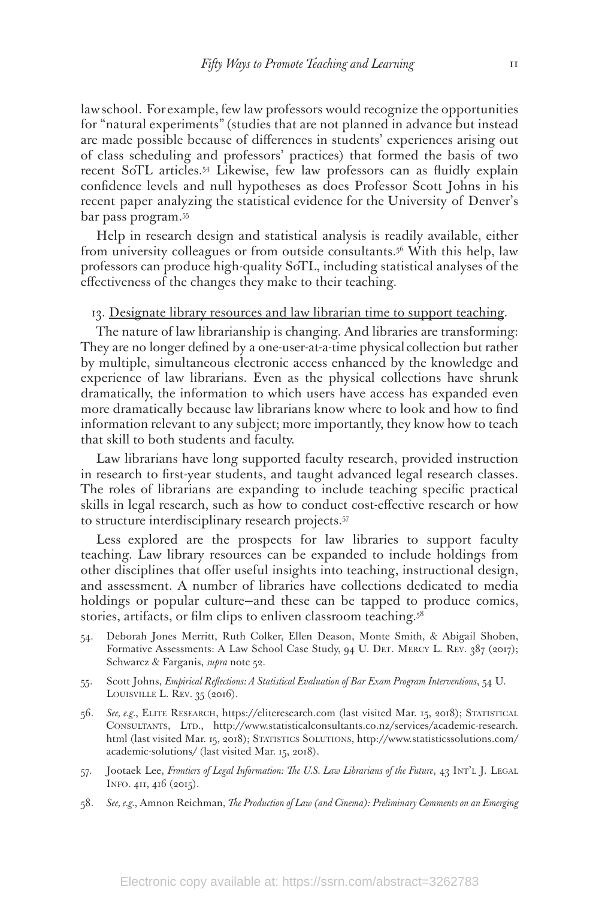law school. For example, few law professors would recognize the opportunities for "natural experiments" (studies that are not planned in advance but instead are made possible because of differences in students' experiences arising out of class scheduling and professors' practices) that formed the basis of two recent SoTL articles.[54] Likewise, few law professors can as fluidly explain confidence levels and null hypotheses as does Professor Scott Johns in his recent paper analyzing the statistical evidence for the University of Denver's bar pass program.[55]

Help in research design and statistical analysis is readily available, either from university colleagues or from outside consultants.[56] With this help, law professors can produce high-quality SoTL, including statistical analyses of the effectiveness of the changes they make to their teaching.

13. Designate library resources and law librarian time to support teaching.

The nature of law librarianship is changing. And libraries are transforming: They are no longer defined by a one-user-at-a-time physical collection but rather by multiple, simultaneous electronic access enhanced by the knowledge and experience of law librarians. Even as the physical collections have shrunk dramatically, the information to which users have access has expanded even more dramatically because law librarians know where to look and how to find information relevant to any subject; more importantly, they know how to teach that skill to both students and faculty.

Law librarians have long supported faculty research, provided instruction in research to first-year students, and taught advanced legal research classes. The roles of librarians are expanding to include teaching specific practical skills in legal research, such as how to conduct cost-effective research or how to structure interdisciplinary research projects.[57]

Less explored are the prospects for law libraries to support faculty teaching. Law library resources can be expanded to include holdings from other disciplines that offer useful insights into teaching, instructional design, and assessment. A number of libraries have collections dedicated to media holdings or popular culture—and these can be tapped to produce comics, stories, artifacts, or film clips to enliven classroom teaching.[58]

54. Deborah Jones Merritt, Ruth Colker, Ellen Deason, Monte Smith, & Abigail Shoben, Formative Assessments: A Law School Case Study, 94 U. Det. Mercy L. Rev. 387 (2017); Schwarcz & Farganis, *supra* note 52.

55. Scott Johns, *Empirical Reflections: A Statistical Evaluation of Bar Exam Program Interventions*, 54 U. Louisville L. Rev. 35 (2016).

56. *See, e.g.*, Elite Research, https://eliteresearch.com (last visited Mar. 15, 2018); Statistical Consultants, Ltd., http://www.statisticalconsultants.co.nz/services/academic-research.html (last visited Mar. 15, 2018); Statistics Solutions, http://www.statisticssolutions.com/academic-solutions/ (last visited Mar. 15, 2018).

57. Jootaek Lee, *Frontiers of Legal Information: The U.S. Law Librarians of the Future*, 43 Int'l J. Legal Info. 411, 416 (2015).

58. *See, e.g.*, Amnon Reichman, *The Production of Law (and Cinema): Preliminary Comments on an Emerging*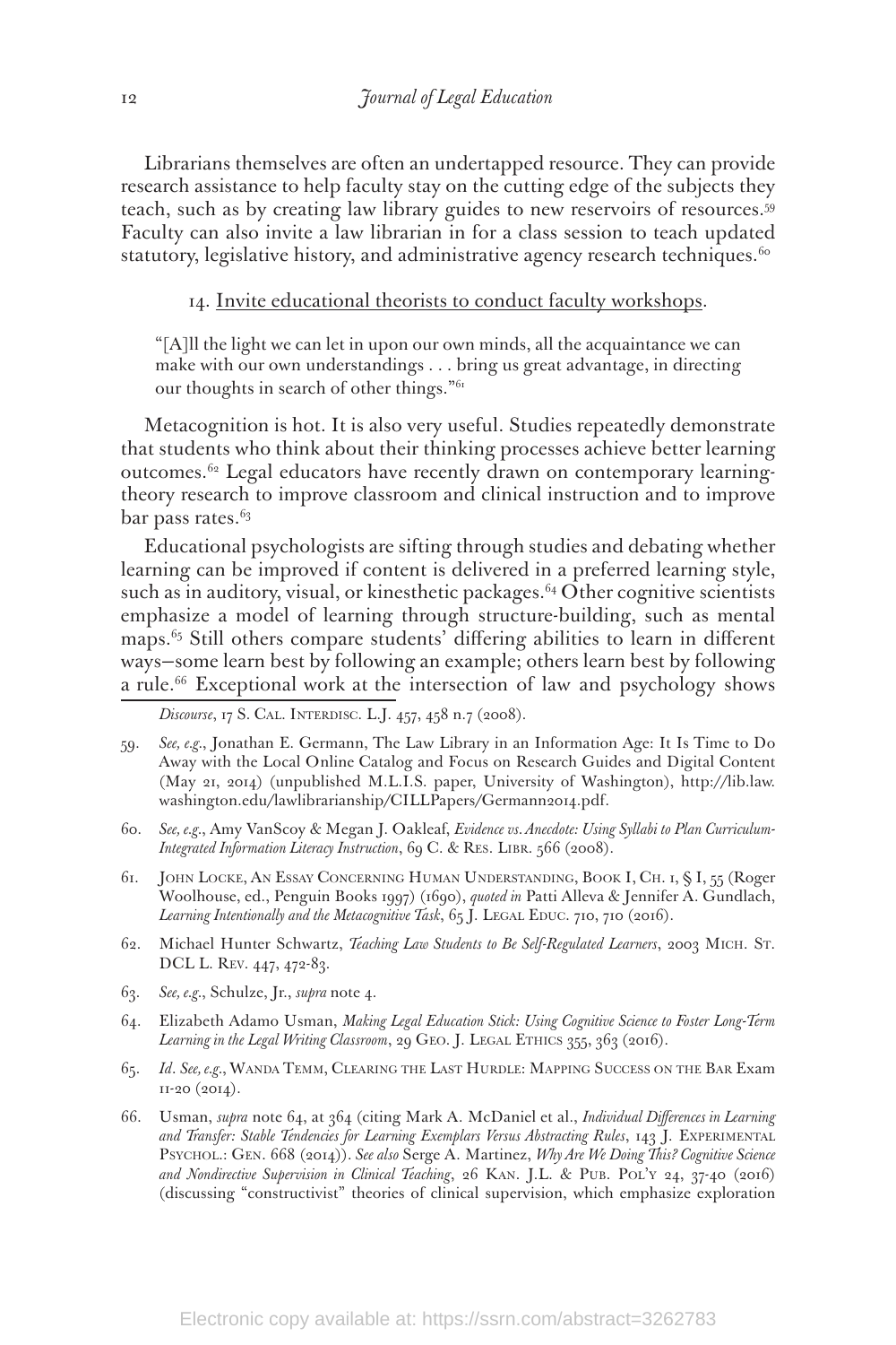Librarians themselves are often an undertapped resource. They can provide research assistance to help faculty stay on the cutting edge of the subjects they teach, such as by creating law library guides to new reservoirs of resources.[59] Faculty can also invite a law librarian in for a class session to teach updated statutory, legislative history, and administrative agency research techniques.[60]

14. Invite educational theorists to conduct faculty workshops.

> "[A]ll the light we can let in upon our own minds, all the acquaintance we can make with our own understandings . . . bring us great advantage, in directing our thoughts in search of other things."[61]

Metacognition is hot. It is also very useful. Studies repeatedly demonstrate that students who think about their thinking processes achieve better learning outcomes.[62] Legal educators have recently drawn on contemporary learning-theory research to improve classroom and clinical instruction and to improve bar pass rates.[63]

Educational psychologists are sifting through studies and debating whether learning can be improved if content is delivered in a preferred learning style, such as in auditory, visual, or kinesthetic packages.[64] Other cognitive scientists emphasize a model of learning through structure-building, such as mental maps.[65] Still others compare students' differing abilities to learn in different ways—some learn best by following an example; others learn best by following a rule.[66] Exceptional work at the intersection of law and psychology shows

---

*Discourse*, 17 S. Cal. Interdisc. L.J. 457, 458 n.7 (2008).

59. *See, e.g.*, Jonathan E. Germann, The Law Library in an Information Age: It Is Time to Do Away with the Local Online Catalog and Focus on Research Guides and Digital Content (May 21, 2014) (unpublished M.L.I.S. paper, University of Washington), http://lib.law.washington.edu/lawlibrarianship/CILLPapers/Germann2014.pdf.

60. *See, e.g.*, Amy VanScoy & Megan J. Oakleaf, *Evidence vs. Anecdote: Using Syllabi to Plan Curriculum-Integrated Information Literacy Instruction*, 69 C. & Res. Libr. 566 (2008).

61. John Locke, An Essay Concerning Human Understanding, Book I, Ch. 1, § I, 55 (Roger Woolhouse, ed., Penguin Books 1997) (1690), *quoted in* Patti Alleva & Jennifer A. Gundlach, *Learning Intentionally and the Metacognitive Task*, 65 J. Legal Educ. 710, 710 (2016).

62. Michael Hunter Schwartz, *Teaching Law Students to Be Self-Regulated Learners*, 2003 Mich. St. DCL L. Rev. 447, 472-83.

63. *See, e.g.*, Schulze, Jr., *supra* note 4.

64. Elizabeth Adamo Usman, *Making Legal Education Stick: Using Cognitive Science to Foster Long-Term Learning in the Legal Writing Classroom*, 29 Geo. J. Legal Ethics 355, 363 (2016).

65. *Id*. *See, e.g.*, Wanda Temm, Clearing the Last Hurdle: Mapping Success on the Bar Exam 11-20 (2014).

66. Usman, *supra* note 64, at 364 (citing Mark A. McDaniel et al., *Individual Differences in Learning and Transfer: Stable Tendencies for Learning Exemplars Versus Abstracting Rules*, 143 J. Experimental Psychol.: Gen. 668 (2014)). *See also* Serge A. Martinez, *Why Are We Doing This? Cognitive Science and Nondirective Supervision in Clinical Teaching*, 26 Kan. J.L. & Pub. Pol'y 24, 37-40 (2016) (discussing "constructivist" theories of clinical supervision, which emphasize exploration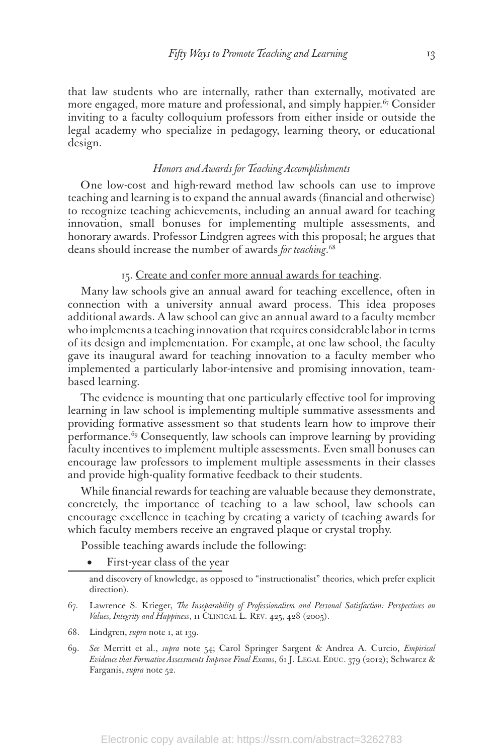that law students who are internally, rather than externally, motivated are more engaged, more mature and professional, and simply happier.[67] Consider inviting to a faculty colloquium professors from either inside or outside the legal academy who specialize in pedagogy, learning theory, or educational design.

### *Honors and Awards for Teaching Accomplishments*

One low-cost and high-reward method law schools can use to improve teaching and learning is to expand the annual awards (financial and otherwise) to recognize teaching achievements, including an annual award for teaching innovation, small bonuses for implementing multiple assessments, and honorary awards. Professor Lindgren agrees with this proposal; he argues that deans should increase the number of awards *for teaching*.[68]

#### 15. Create and confer more annual awards for teaching.

Many law schools give an annual award for teaching excellence, often in connection with a university annual award process. This idea proposes additional awards. A law school can give an annual award to a faculty member who implements a teaching innovation that requires considerable labor in terms of its design and implementation. For example, at one law school, the faculty gave its inaugural award for teaching innovation to a faculty member who implemented a particularly labor-intensive and promising innovation, team-based learning.

The evidence is mounting that one particularly effective tool for improving learning in law school is implementing multiple summative assessments and providing formative assessment so that students learn how to improve their performance.[69] Consequently, law schools can improve learning by providing faculty incentives to implement multiple assessments. Even small bonuses can encourage law professors to implement multiple assessments in their classes and provide high-quality formative feedback to their students.

While financial rewards for teaching are valuable because they demonstrate, concretely, the importance of teaching to a law school, law schools can encourage excellence in teaching by creating a variety of teaching awards for which faculty members receive an engraved plaque or crystal trophy.

Possible teaching awards include the following:

- First-year class of the year

---

and discovery of knowledge, as opposed to "instructionalist" theories, which prefer explicit direction).

67. Lawrence S. Krieger, *The Inseparability of Professionalism and Personal Satisfaction: Perspectives on Values, Integrity and Happiness*, 11 Clinical L. Rev. 425, 428 (2005).

68. Lindgren, *supra* note 1, at 139.

69. *See* Merritt et al., *supra* note 54; Carol Springer Sargent & Andrea A. Curcio, *Empirical Evidence that Formative Assessments Improve Final Exams*, 61 J. Legal Educ. 379 (2012); Schwarcz & Farganis, *supra* note 52.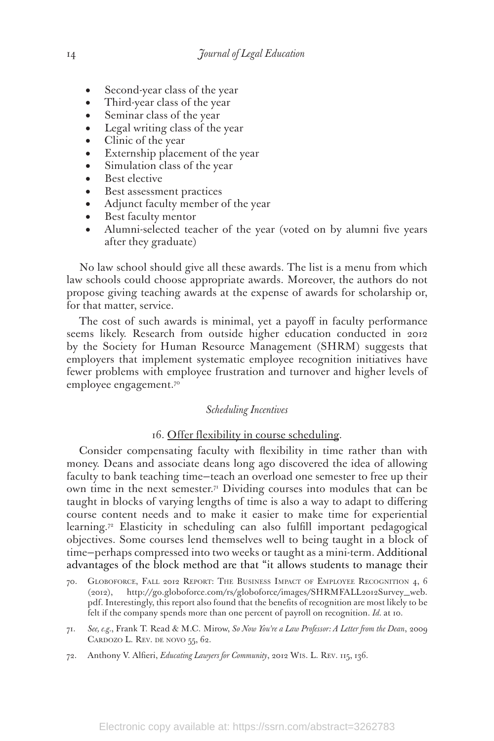- Second-year class of the year
- Third-year class of the year
- Seminar class of the year
- Legal writing class of the year
- Clinic of the year
- Externship placement of the year
- Simulation class of the year
- Best elective
- Best assessment practices
- Adjunct faculty member of the year
- Best faculty mentor
- Alumni-selected teacher of the year (voted on by alumni five years after they graduate)

No law school should give all these awards. The list is a menu from which law schools could choose appropriate awards. Moreover, the authors do not propose giving teaching awards at the expense of awards for scholarship or, for that matter, service.

The cost of such awards is minimal, yet a payoff in faculty performance seems likely. Research from outside higher education conducted in 2012 by the Society for Human Resource Management (SHRM) suggests that employers that implement systematic employee recognition initiatives have fewer problems with employee frustration and turnover and higher levels of employee engagement.[70]

*Scheduling Incentives*

16. Offer flexibility in course scheduling.

Consider compensating faculty with flexibility in time rather than with money. Deans and associate deans long ago discovered the idea of allowing faculty to bank teaching time—teach an overload one semester to free up their own time in the next semester.[71] Dividing courses into modules that can be taught in blocks of varying lengths of time is also a way to adapt to differing course content needs and to make it easier to make time for experiential learning.[72] Elasticity in scheduling can also fulfill important pedagogical objectives. Some courses lend themselves well to being taught in a block of time—perhaps compressed into two weeks or taught as a mini-term. Additional advantages of the block method are that "it allows students to manage their

70. Globoforce, Fall 2012 Report: The Business Impact of Employee Recognition 4, 6 (2012), http://go.globoforce.com/rs/globoforce/images/SHRMFALL2012Survey_web.pdf. Interestingly, this report also found that the benefits of recognition are most likely to be felt if the company spends more than one percent of payroll on recognition. *Id.* at 10.

71. *See, e.g.*, Frank T. Read & M.C. Mirow, *So Now You're a Law Professor: A Letter from the Dean*, 2009 Cardozo L. Rev. de novo 55, 62.

72. Anthony V. Alfieri, *Educating Lawyers for Community*, 2012 Wis. L. Rev. 115, 136.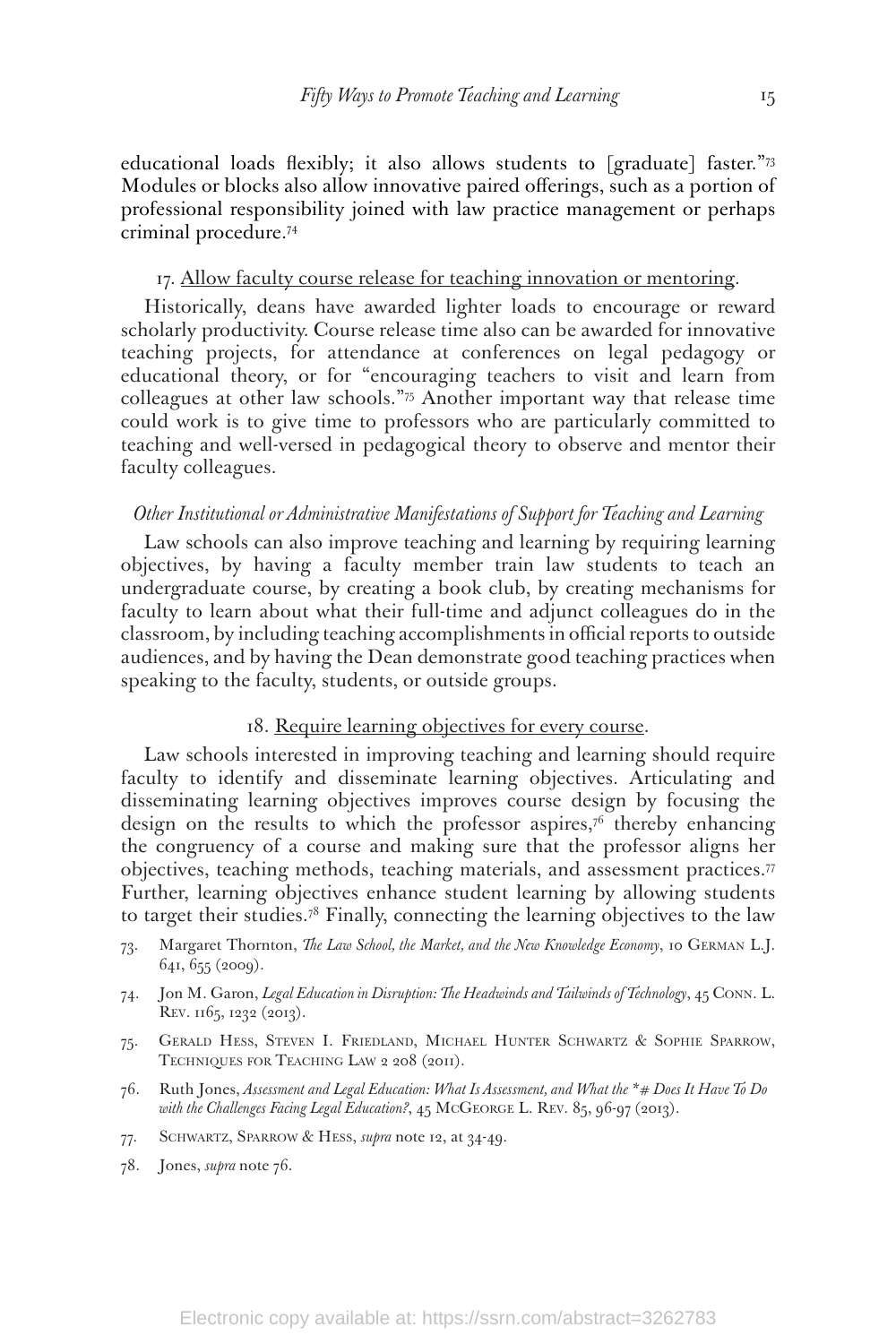educational loads flexibly; it also allows students to [graduate] faster."[73] Modules or blocks also allow innovative paired offerings, such as a portion of professional responsibility joined with law practice management or perhaps criminal procedure.[74]

17. Allow faculty course release for teaching innovation or mentoring.

Historically, deans have awarded lighter loads to encourage or reward scholarly productivity. Course release time also can be awarded for innovative teaching projects, for attendance at conferences on legal pedagogy or educational theory, or for "encouraging teachers to visit and learn from colleagues at other law schools."[75] Another important way that release time could work is to give time to professors who are particularly committed to teaching and well-versed in pedagogical theory to observe and mentor their faculty colleagues.

*Other Institutional or Administrative Manifestations of Support for Teaching and Learning*

Law schools can also improve teaching and learning by requiring learning objectives, by having a faculty member train law students to teach an undergraduate course, by creating a book club, by creating mechanisms for faculty to learn about what their full-time and adjunct colleagues do in the classroom, by including teaching accomplishments in official reports to outside audiences, and by having the Dean demonstrate good teaching practices when speaking to the faculty, students, or outside groups.

18. Require learning objectives for every course.

Law schools interested in improving teaching and learning should require faculty to identify and disseminate learning objectives. Articulating and disseminating learning objectives improves course design by focusing the design on the results to which the professor aspires,[76] thereby enhancing the congruency of a course and making sure that the professor aligns her objectives, teaching methods, teaching materials, and assessment practices.[77] Further, learning objectives enhance student learning by allowing students to target their studies.[78] Finally, connecting the learning objectives to the law

73. Margaret Thornton, *The Law School, the Market, and the New Knowledge Economy*, 10 German L.J. 641, 655 (2009).

74. Jon M. Garon, *Legal Education in Disruption: The Headwinds and Tailwinds of Technology*, 45 Conn. L. Rev. 1165, 1232 (2013).

75. Gerald Hess, Steven I. Friedland, Michael Hunter Schwartz & Sophie Sparrow, Techniques for Teaching Law 2 208 (2011).

76. Ruth Jones, *Assessment and Legal Education: What Is Assessment, and What the *# Does It Have To Do with the Challenges Facing Legal Education?*, 45 McGeorge L. Rev. 85, 96-97 (2013).

77. Schwartz, Sparrow & Hess, *supra* note 12, at 34-49.

78. Jones, *supra* note 76.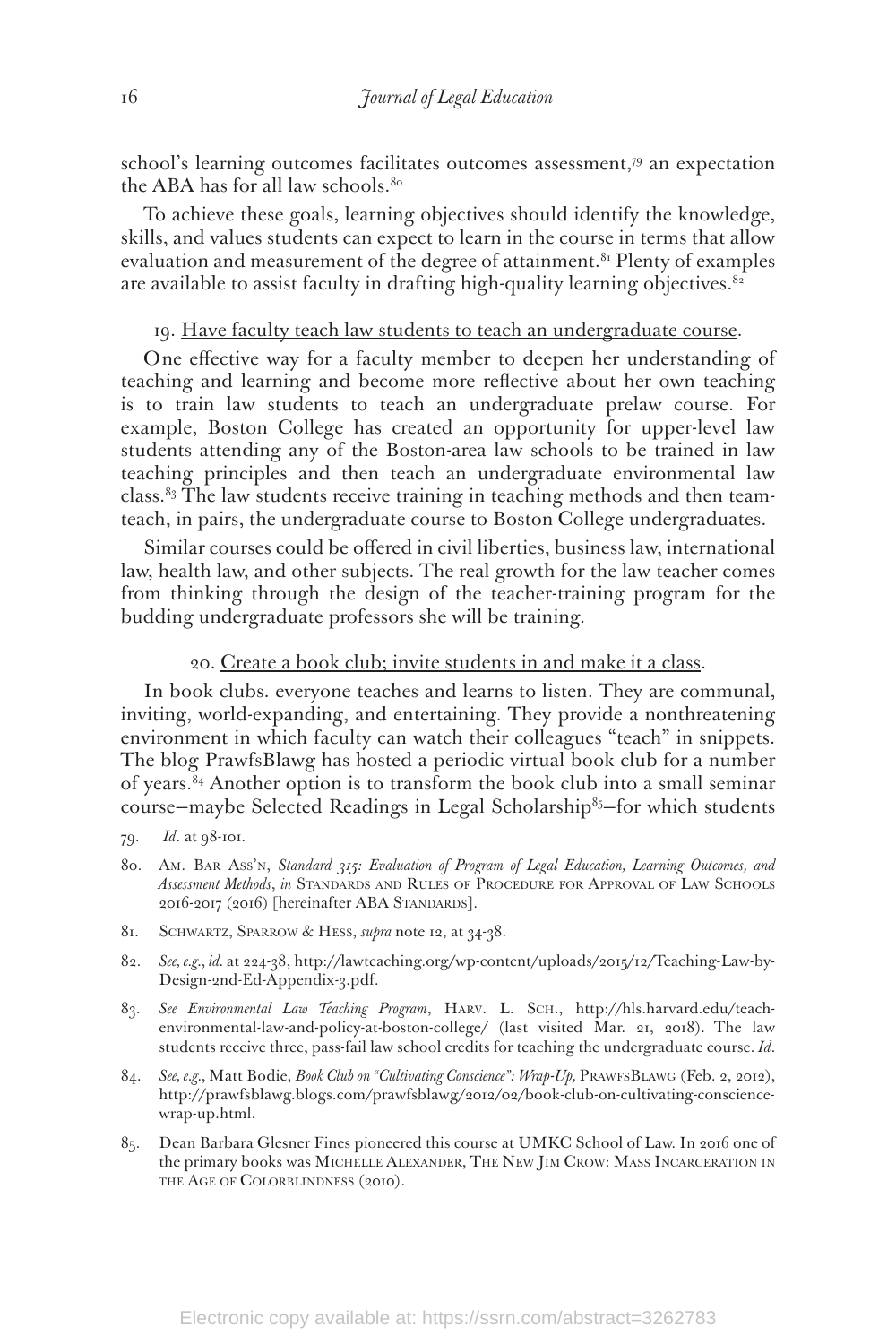school's learning outcomes facilitates outcomes assessment,[79] an expectation the ABA has for all law schools.[80]

To achieve these goals, learning objectives should identify the knowledge, skills, and values students can expect to learn in the course in terms that allow evaluation and measurement of the degree of attainment.[81] Plenty of examples are available to assist faculty in drafting high-quality learning objectives.[82]

19. Have faculty teach law students to teach an undergraduate course.

One effective way for a faculty member to deepen her understanding of teaching and learning and become more reflective about her own teaching is to train law students to teach an undergraduate prelaw course. For example, Boston College has created an opportunity for upper-level law students attending any of the Boston-area law schools to be trained in law teaching principles and then teach an undergraduate environmental law class.[83] The law students receive training in teaching methods and then team-teach, in pairs, the undergraduate course to Boston College undergraduates.

Similar courses could be offered in civil liberties, business law, international law, health law, and other subjects. The real growth for the law teacher comes from thinking through the design of the teacher-training program for the budding undergraduate professors she will be training.

20. Create a book club; invite students in and make it a class.

In book clubs. everyone teaches and learns to listen. They are communal, inviting, world-expanding, and entertaining. They provide a nonthreatening environment in which faculty can watch their colleagues "teach" in snippets. The blog PrawfsBlawg has hosted a periodic virtual book club for a number of years.[84] Another option is to transform the book club into a small seminar course—maybe Selected Readings in Legal Scholarship[85]—for which students

79. *Id.* at 98-101.

80. Am. Bar Ass'n, *Standard 315: Evaluation of Program of Legal Education, Learning Outcomes, and Assessment Methods*, *in* Standards and Rules of Procedure for Approval of Law Schools 2016-2017 (2016) [hereinafter ABA Standards].

81. Schwartz, Sparrow & Hess, *supra* note 12, at 34-38.

82. *See, e.g.*, *id.* at 224-38, http://lawteaching.org/wp-content/uploads/2015/12/Teaching-Law-by-Design-2nd-Ed-Appendix-3.pdf.

83. *See Environmental Law Teaching Program*, Harv. L. Sch., http://hls.harvard.edu/teach-environmental-law-and-policy-at-boston-college/ (last visited Mar. 21, 2018). The law students receive three, pass-fail law school credits for teaching the undergraduate course. *Id*.

84. *See, e.g.*, Matt Bodie, *Book Club on "Cultivating Conscience": Wrap-Up,* PrawfsBlawg (Feb. 2, 2012), http://prawfsblawg.blogs.com/prawfsblawg/2012/02/book-club-on-cultivating-conscience-wrap-up.html.

85. Dean Barbara Glesner Fines pioneered this course at UMKC School of Law. In 2016 one of the primary books was Michelle Alexander, The New Jim Crow: Mass Incarceration in the Age of Colorblindness (2010).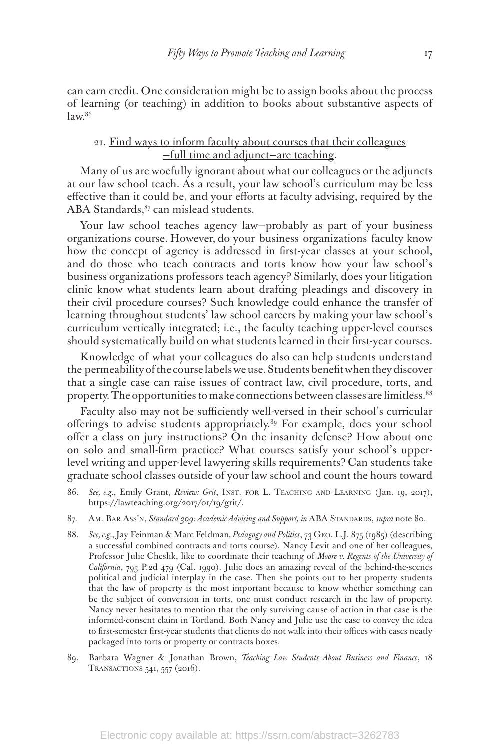can earn credit. One consideration might be to assign books about the process of learning (or teaching) in addition to books about substantive aspects of law.[86]

### 21. Find ways to inform faculty about courses that their colleagues —full time and adjunct—are teaching.

Many of us are woefully ignorant about what our colleagues or the adjuncts at our law school teach. As a result, your law school's curriculum may be less effective than it could be, and your efforts at faculty advising, required by the ABA Standards,[87] can mislead students.

Your law school teaches agency law—probably as part of your business organizations course. However, do your business organizations faculty know how the concept of agency is addressed in first-year classes at your school, and do those who teach contracts and torts know how your law school's business organizations professors teach agency? Similarly, does your litigation clinic know what students learn about drafting pleadings and discovery in their civil procedure courses? Such knowledge could enhance the transfer of learning throughout students' law school careers by making your law school's curriculum vertically integrated; i.e., the faculty teaching upper-level courses should systematically build on what students learned in their first-year courses.

Knowledge of what your colleagues do also can help students understand the permeability of the course labels we use. Students benefit when they discover that a single case can raise issues of contract law, civil procedure, torts, and property. The opportunities to make connections between classes are limitless.[88]

Faculty also may not be sufficiently well-versed in their school's curricular offerings to advise students appropriately.[89] For example, does your school offer a class on jury instructions? On the insanity defense? How about one on solo and small-firm practice? What courses satisfy your school's upper-level writing and upper-level lawyering skills requirements? Can students take graduate school classes outside of your law school and count the hours toward

86. *See, e.g.*, Emily Grant, *Review: Grit*, Inst. for L. Teaching and Learning (Jan. 19, 2017), https://lawteaching.org/2017/01/19/grit/.

87. Am. Bar Ass'n, *Standard 309: Academic Advising and Support, in* ABA Standards, *supra* note 80.

88. *See, e.g.*, Jay Feinman & Marc Feldman, *Pedagogy and Politics*, 73 Geo. L.J. 875 (1985) (describing a successful combined contracts and torts course). Nancy Levit and one of her colleagues, Professor Julie Cheslik, like to coordinate their teaching of *Moore v. Regents of the University of California*, 793 P.2d 479 (Cal. 1990). Julie does an amazing reveal of the behind-the-scenes political and judicial interplay in the case. Then she points out to her property students that the law of property is the most important because to know whether something can be the subject of conversion in torts, one must conduct research in the law of property. Nancy never hesitates to mention that the only surviving cause of action in that case is the informed-consent claim in Tortland. Both Nancy and Julie use the case to convey the idea to first-semester first-year students that clients do not walk into their offices with cases neatly packaged into torts or property or contracts boxes.

89. Barbara Wagner & Jonathan Brown, *Teaching Law Students About Business and Finance*, 18 Transactions 541, 557 (2016).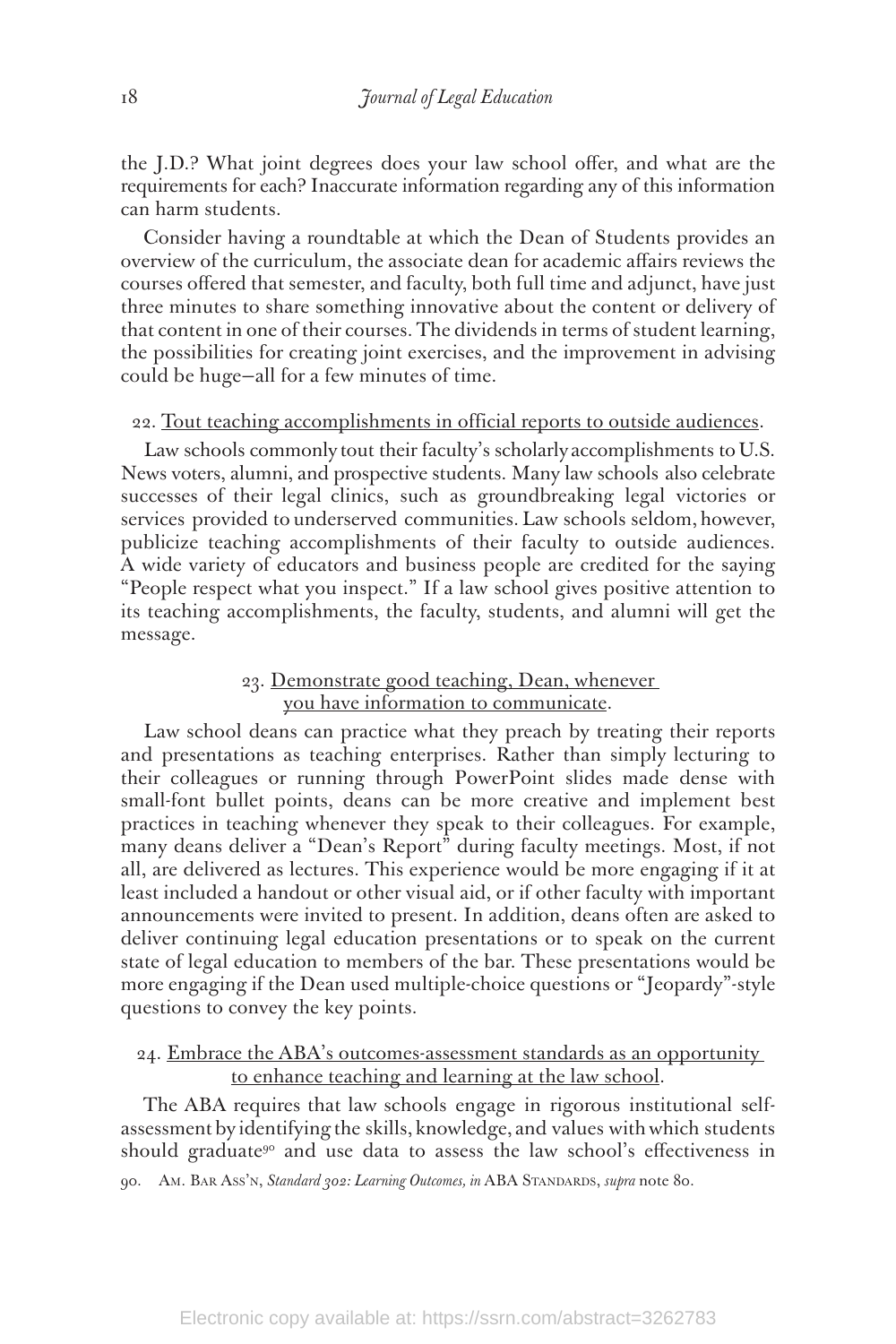the J.D.? What joint degrees does your law school offer, and what are the requirements for each? Inaccurate information regarding any of this information can harm students.

Consider having a roundtable at which the Dean of Students provides an overview of the curriculum, the associate dean for academic affairs reviews the courses offered that semester, and faculty, both full time and adjunct, have just three minutes to share something innovative about the content or delivery of that content in one of their courses. The dividends in terms of student learning, the possibilities for creating joint exercises, and the improvement in advising could be huge—all for a few minutes of time.

22. Tout teaching accomplishments in official reports to outside audiences.

Law schools commonly tout their faculty's scholarly accomplishments to U.S. News voters, alumni, and prospective students. Many law schools also celebrate successes of their legal clinics, such as groundbreaking legal victories or services provided to underserved communities. Law schools seldom, however, publicize teaching accomplishments of their faculty to outside audiences. A wide variety of educators and business people are credited for the saying "People respect what you inspect." If a law school gives positive attention to its teaching accomplishments, the faculty, students, and alumni will get the message.

23. Demonstrate good teaching, Dean, whenever you have information to communicate.

Law school deans can practice what they preach by treating their reports and presentations as teaching enterprises. Rather than simply lecturing to their colleagues or running through PowerPoint slides made dense with small-font bullet points, deans can be more creative and implement best practices in teaching whenever they speak to their colleagues. For example, many deans deliver a "Dean's Report" during faculty meetings. Most, if not all, are delivered as lectures. This experience would be more engaging if it at least included a handout or other visual aid, or if other faculty with important announcements were invited to present. In addition, deans often are asked to deliver continuing legal education presentations or to speak on the current state of legal education to members of the bar. These presentations would be more engaging if the Dean used multiple-choice questions or "Jeopardy"-style questions to convey the key points.

24. Embrace the ABA's outcomes-assessment standards as an opportunity to enhance teaching and learning at the law school.

The ABA requires that law schools engage in rigorous institutional self-assessment by identifying the skills, knowledge, and values with which students should graduate[90] and use data to assess the law school's effectiveness in

90. Am. Bar Ass'n, *Standard 302: Learning Outcomes, in* ABA Standards, *supra* note 80.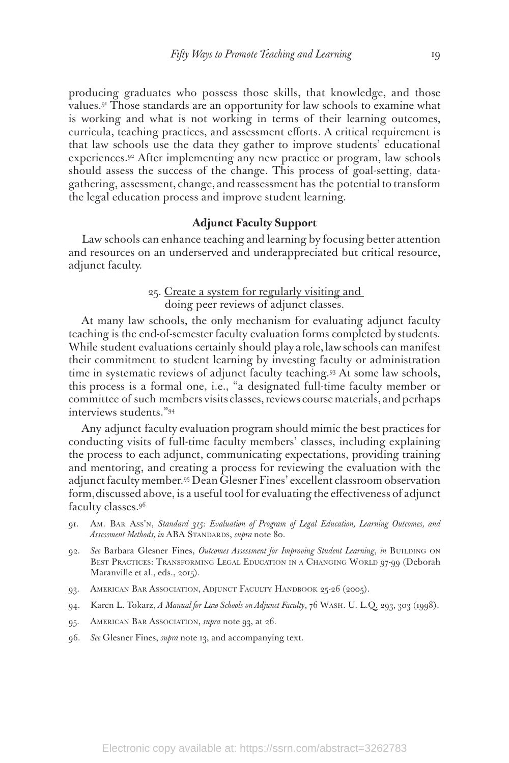producing graduates who possess those skills, that knowledge, and those values.[91] Those standards are an opportunity for law schools to examine what is working and what is not working in terms of their learning outcomes, curricula, teaching practices, and assessment efforts. A critical requirement is that law schools use the data they gather to improve students' educational experiences.[92] After implementing any new practice or program, law schools should assess the success of the change. This process of goal-setting, data-gathering, assessment, change, and reassessment has the potential to transform the legal education process and improve student learning.

### Adjunct Faculty Support

Law schools can enhance teaching and learning by focusing better attention and resources on an underserved and underappreciated but critical resource, adjunct faculty.

25. Create a system for regularly visiting and doing peer reviews of adjunct classes.

At many law schools, the only mechanism for evaluating adjunct faculty teaching is the end-of-semester faculty evaluation forms completed by students. While student evaluations certainly should play a role, law schools can manifest their commitment to student learning by investing faculty or administration time in systematic reviews of adjunct faculty teaching.[93] At some law schools, this process is a formal one, i.e., "a designated full-time faculty member or committee of such members visits classes, reviews course materials, and perhaps interviews students."[94]

Any adjunct faculty evaluation program should mimic the best practices for conducting visits of full-time faculty members' classes, including explaining the process to each adjunct, communicating expectations, providing training and mentoring, and creating a process for reviewing the evaluation with the adjunct faculty member.[95] Dean Glesner Fines' excellent classroom observation form, discussed above, is a useful tool for evaluating the effectiveness of adjunct faculty classes.[96]

91. Am. Bar Ass'n, *Standard 315: Evaluation of Program of Legal Education, Learning Outcomes, and Assessment Methods, in* ABA Standards, *supra* note 80.

92. *See* Barbara Glesner Fines, *Outcomes Assessment for Improving Student Learning*, *in* Building on Best Practices: Transforming Legal Education in a Changing World 97-99 (Deborah Maranville et al., eds., 2015).

93. American Bar Association, Adjunct Faculty Handbook 25-26 (2005).

94. Karen L. Tokarz, *A Manual for Law Schools on Adjunct Faculty*, 76 Wash. U. L.Q. 293, 303 (1998).

95. American Bar Association, *supra* note 93, at 26.

96. *See* Glesner Fines, *supra* note 13, and accompanying text.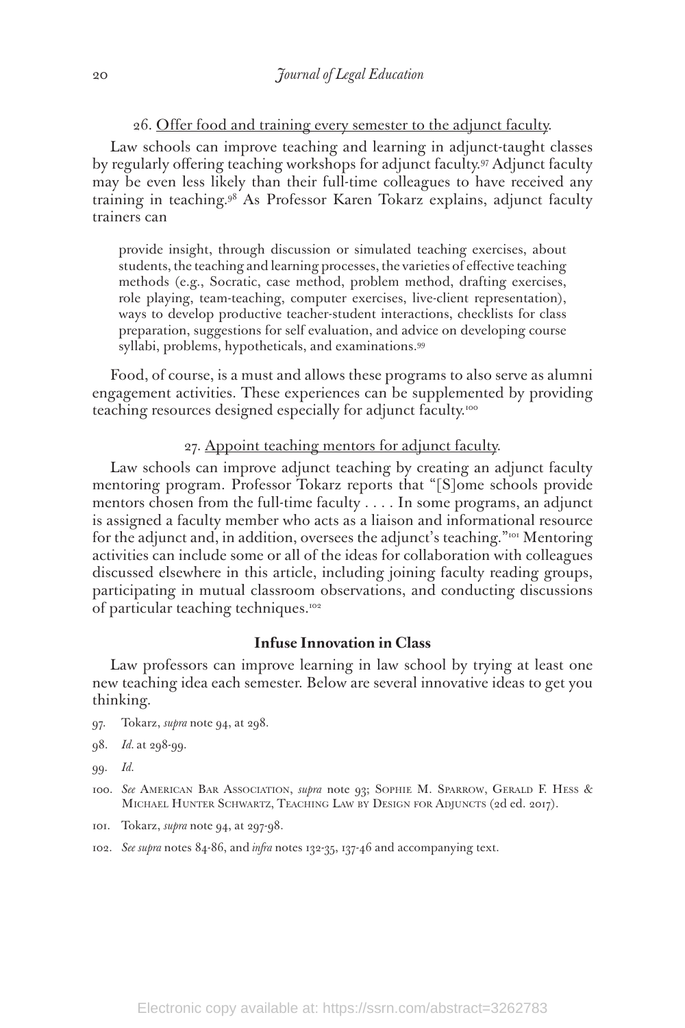26. Offer food and training every semester to the adjunct faculty.

Law schools can improve teaching and learning in adjunct-taught classes by regularly offering teaching workshops for adjunct faculty.[97] Adjunct faculty may be even less likely than their full-time colleagues to have received any training in teaching.[98] As Professor Karen Tokarz explains, adjunct faculty trainers can

> provide insight, through discussion or simulated teaching exercises, about students, the teaching and learning processes, the varieties of effective teaching methods (e.g., Socratic, case method, problem method, drafting exercises, role playing, team-teaching, computer exercises, live-client representation), ways to develop productive teacher-student interactions, checklists for class preparation, suggestions for self evaluation, and advice on developing course syllabi, problems, hypotheticals, and examinations.[99]

Food, of course, is a must and allows these programs to also serve as alumni engagement activities. These experiences can be supplemented by providing teaching resources designed especially for adjunct faculty.[100]

27. Appoint teaching mentors for adjunct faculty.

Law schools can improve adjunct teaching by creating an adjunct faculty mentoring program. Professor Tokarz reports that "[S]ome schools provide mentors chosen from the full-time faculty . . . . In some programs, an adjunct is assigned a faculty member who acts as a liaison and informational resource for the adjunct and, in addition, oversees the adjunct's teaching."[101] Mentoring activities can include some or all of the ideas for collaboration with colleagues discussed elsewhere in this article, including joining faculty reading groups, participating in mutual classroom observations, and conducting discussions of particular teaching techniques.[102]

### Infuse Innovation in Class

Law professors can improve learning in law school by trying at least one new teaching idea each semester. Below are several innovative ideas to get you thinking.

97. Tokarz, *supra* note 94, at 298.

98. *Id.* at 298-99.

99. *Id.*

100. *See* American Bar Association, *supra* note 93; Sophie M. Sparrow, Gerald F. Hess & Michael Hunter Schwartz, Teaching Law by Design for Adjuncts (2d ed. 2017).

101. Tokarz, *supra* note 94, at 297-98.

102. *See supra* notes 84-86, and *infra* notes 132-35, 137-46 and accompanying text.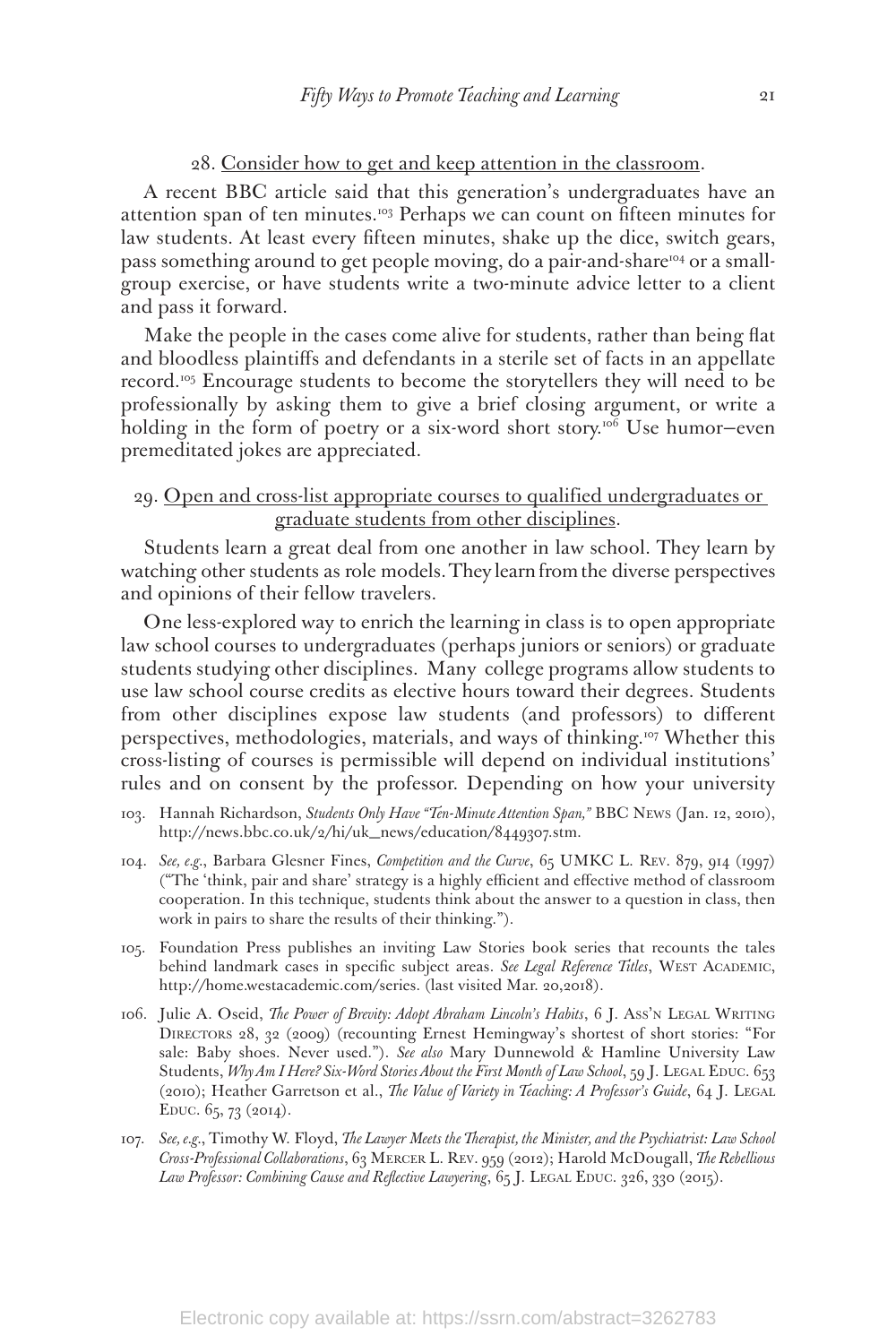28. Consider how to get and keep attention in the classroom.

A recent BBC article said that this generation's undergraduates have an attention span of ten minutes.[103] Perhaps we can count on fifteen minutes for law students. At least every fifteen minutes, shake up the dice, switch gears, pass something around to get people moving, do a pair-and-share[104] or a small-group exercise, or have students write a two-minute advice letter to a client and pass it forward.

Make the people in the cases come alive for students, rather than being flat and bloodless plaintiffs and defendants in a sterile set of facts in an appellate record.[105] Encourage students to become the storytellers they will need to be professionally by asking them to give a brief closing argument, or write a holding in the form of poetry or a six-word short story.[106] Use humor—even premeditated jokes are appreciated.

29. Open and cross-list appropriate courses to qualified undergraduates or graduate students from other disciplines.

Students learn a great deal from one another in law school. They learn by watching other students as role models. They learn from the diverse perspectives and opinions of their fellow travelers.

One less-explored way to enrich the learning in class is to open appropriate law school courses to undergraduates (perhaps juniors or seniors) or graduate students studying other disciplines. Many college programs allow students to use law school course credits as elective hours toward their degrees. Students from other disciplines expose law students (and professors) to different perspectives, methodologies, materials, and ways of thinking.[107] Whether this cross-listing of courses is permissible will depend on individual institutions' rules and on consent by the professor. Depending on how your university

103. Hannah Richardson, *Students Only Have "Ten-Minute Attention Span,"* BBC News (Jan. 12, 2010), http://news.bbc.co.uk/2/hi/uk_news/education/8449307.stm.

104. *See, e.g.*, Barbara Glesner Fines, *Competition and the Curve*, 65 UMKC L. Rev. 879, 914 (1997) ("The 'think, pair and share' strategy is a highly efficient and effective method of classroom cooperation. In this technique, students think about the answer to a question in class, then work in pairs to share the results of their thinking.").

105. Foundation Press publishes an inviting Law Stories book series that recounts the tales behind landmark cases in specific subject areas. *See Legal Reference Titles*, West Academic, http://home.westacademic.com/series. (last visited Mar. 20,2018).

106. Julie A. Oseid, *The Power of Brevity: Adopt Abraham Lincoln's Habits*, 6 J. Ass'n Legal Writing Directors 28, 32 (2009) (recounting Ernest Hemingway's shortest of short stories: "For sale: Baby shoes. Never used."). *See also* Mary Dunnewold & Hamline University Law Students, *Why Am I Here? Six-Word Stories About the First Month of Law School*, 59 J. Legal Educ. 653 (2010); Heather Garretson et al., *The Value of Variety in Teaching: A Professor's Guide*, 64 J. Legal Educ. 65, 73 (2014).

107. *See, e.g.*, Timothy W. Floyd, *The Lawyer Meets the Therapist, the Minister, and the Psychiatrist: Law School Cross-Professional Collaborations*, 63 Mercer L. Rev. 959 (2012); Harold McDougall, *The Rebellious Law Professor: Combining Cause and Reflective Lawyering*, 65 J. Legal Educ. 326, 330 (2015).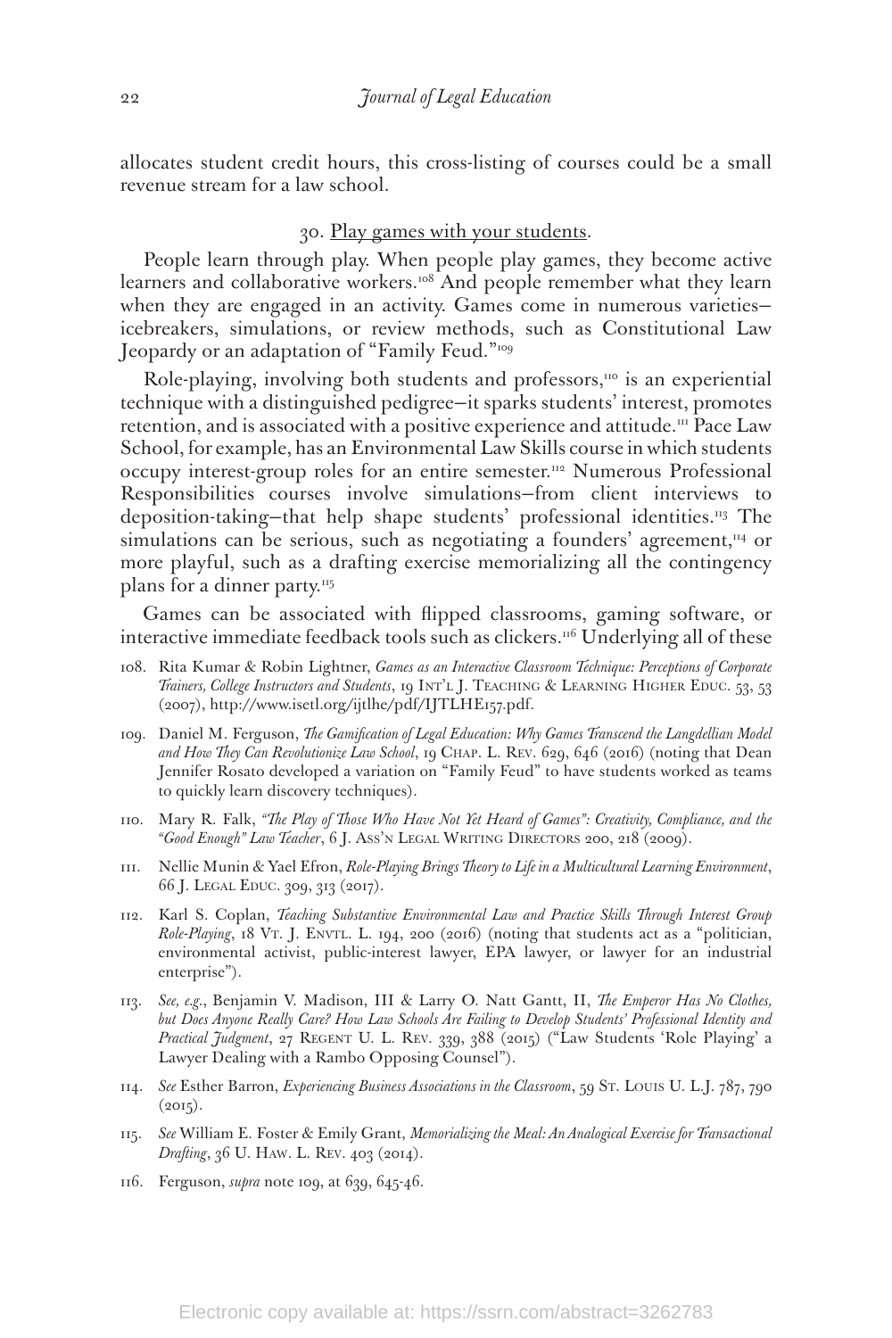allocates student credit hours, this cross-listing of courses could be a small revenue stream for a law school.

30. Play games with your students.

People learn through play. When people play games, they become active learners and collaborative workers.[108] And people remember what they learn when they are engaged in an activity. Games come in numerous varieties—icebreakers, simulations, or review methods, such as Constitutional Law Jeopardy or an adaptation of "Family Feud."[109]

Role-playing, involving both students and professors,[110] is an experiential technique with a distinguished pedigree—it sparks students' interest, promotes retention, and is associated with a positive experience and attitude.[111] Pace Law School, for example, has an Environmental Law Skills course in which students occupy interest-group roles for an entire semester.[112] Numerous Professional Responsibilities courses involve simulations—from client interviews to deposition-taking—that help shape students' professional identities.[113] The simulations can be serious, such as negotiating a founders' agreement,[114] or more playful, such as a drafting exercise memorializing all the contingency plans for a dinner party.[115]

Games can be associated with flipped classrooms, gaming software, or interactive immediate feedback tools such as clickers.[116] Underlying all of these

108. Rita Kumar & Robin Lightner, *Games as an Interactive Classroom Technique: Perceptions of Corporate Trainers, College Instructors and Students*, 19 Int'l J. Teaching & Learning Higher Educ. 53, 53 (2007), http://www.isetl.org/ijtlhe/pdf/IJTLHE157.pdf.

109. Daniel M. Ferguson, *The Gamification of Legal Education: Why Games Transcend the Langdellian Model and How They Can Revolutionize Law School*, 19 Chap. L. Rev. 629, 646 (2016) (noting that Dean Jennifer Rosato developed a variation on "Family Feud" to have students worked as teams to quickly learn discovery techniques).

110. Mary R. Falk, *"The Play of Those Who Have Not Yet Heard of Games": Creativity, Compliance, and the "Good Enough" Law Teacher*, 6 J. Ass'n Legal Writing Directors 200, 218 (2009).

111. Nellie Munin & Yael Efron, *Role-Playing Brings Theory to Life in a Multicultural Learning Environment*, 66 J. Legal Educ. 309, 313 (2017).

112. Karl S. Coplan, *Teaching Substantive Environmental Law and Practice Skills Through Interest Group Role-Playing*, 18 Vt. J. Envtl. L. 194, 200 (2016) (noting that students act as a "politician, environmental activist, public-interest lawyer, EPA lawyer, or lawyer for an industrial enterprise").

113. *See, e.g.*, Benjamin V. Madison, III & Larry O. Natt Gantt, II, *The Emperor Has No Clothes, but Does Anyone Really Care? How Law Schools Are Failing to Develop Students' Professional Identity and Practical Judgment*, 27 Regent U. L. Rev. 339, 388 (2015) ("Law Students 'Role Playing' a Lawyer Dealing with a Rambo Opposing Counsel").

114. *See* Esther Barron, *Experiencing Business Associations in the Classroom*, 59 St. Louis U. L.J. 787, 790 (2015).

115. *See* William E. Foster & Emily Grant, *Memorializing the Meal: An Analogical Exercise for Transactional Drafting*, 36 U. Haw. L. Rev. 403 (2014).

116. Ferguson, *supra* note 109, at 639, 645-46.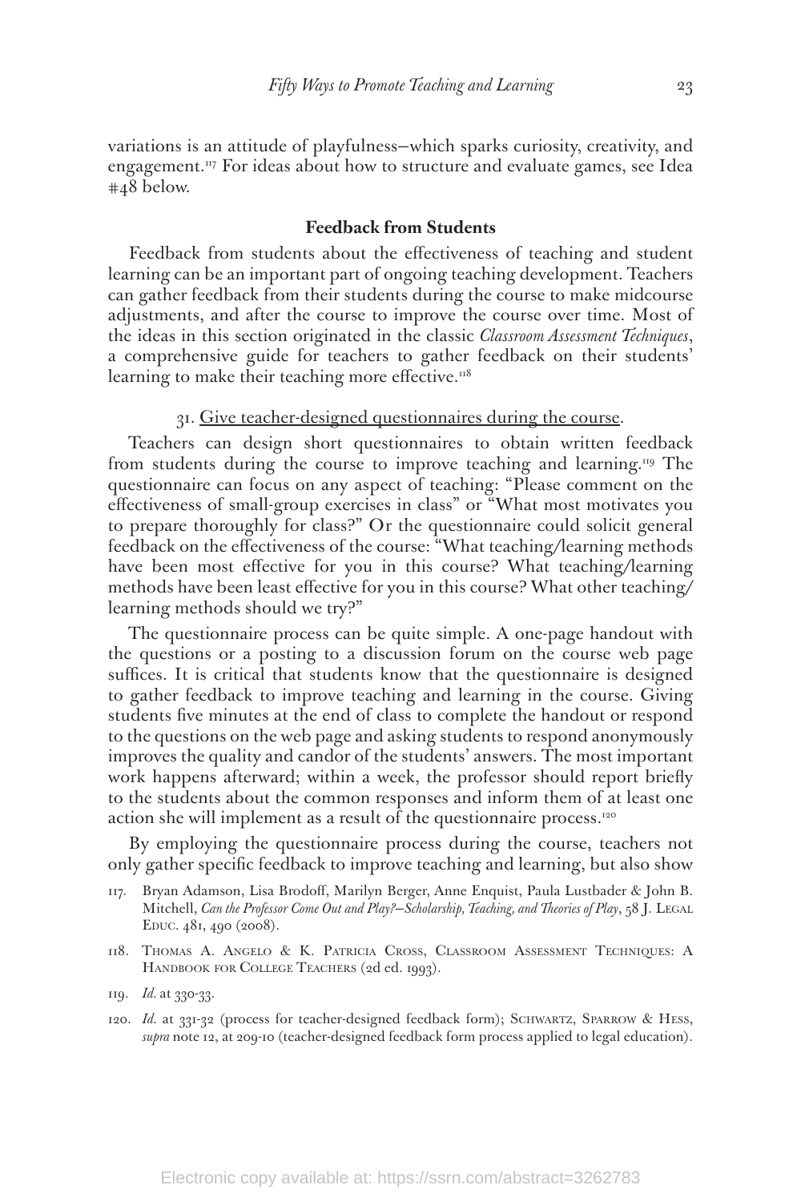variations is an attitude of playfulness—which sparks curiosity, creativity, and engagement.[117] For ideas about how to structure and evaluate games, see Idea #48 below.

### Feedback from Students

Feedback from students about the effectiveness of teaching and student learning can be an important part of ongoing teaching development. Teachers can gather feedback from their students during the course to make midcourse adjustments, and after the course to improve the course over time. Most of the ideas in this section originated in the classic *Classroom Assessment Techniques*, a comprehensive guide for teachers to gather feedback on their students' learning to make their teaching more effective.[118]

31. Give teacher-designed questionnaires during the course.

Teachers can design short questionnaires to obtain written feedback from students during the course to improve teaching and learning.[119] The questionnaire can focus on any aspect of teaching: "Please comment on the effectiveness of small-group exercises in class" or "What most motivates you to prepare thoroughly for class?" Or the questionnaire could solicit general feedback on the effectiveness of the course: "What teaching/learning methods have been most effective for you in this course? What teaching/learning methods have been least effective for you in this course? What other teaching/learning methods should we try?"

The questionnaire process can be quite simple. A one-page handout with the questions or a posting to a discussion forum on the course web page suffices. It is critical that students know that the questionnaire is designed to gather feedback to improve teaching and learning in the course. Giving students five minutes at the end of class to complete the handout or respond to the questions on the web page and asking students to respond anonymously improves the quality and candor of the students' answers. The most important work happens afterward; within a week, the professor should report briefly to the students about the common responses and inform them of at least one action she will implement as a result of the questionnaire process.[120]

By employing the questionnaire process during the course, teachers not only gather specific feedback to improve teaching and learning, but also show

---

117. Bryan Adamson, Lisa Brodoff, Marilyn Berger, Anne Enquist, Paula Lustbader & John B. Mitchell, *Can the Professor Come Out and Play?—Scholarship, Teaching, and Theories of Play*, 58 J. Legal Educ. 481, 490 (2008).

118. Thomas A. Angelo & K. Patricia Cross, Classroom Assessment Techniques: A Handbook for College Teachers (2d ed. 1993).

119. *Id.* at 330-33.

120. *Id.* at 331-32 (process for teacher-designed feedback form); Schwartz, Sparrow & Hess, *supra* note 12, at 209-10 (teacher-designed feedback form process applied to legal education).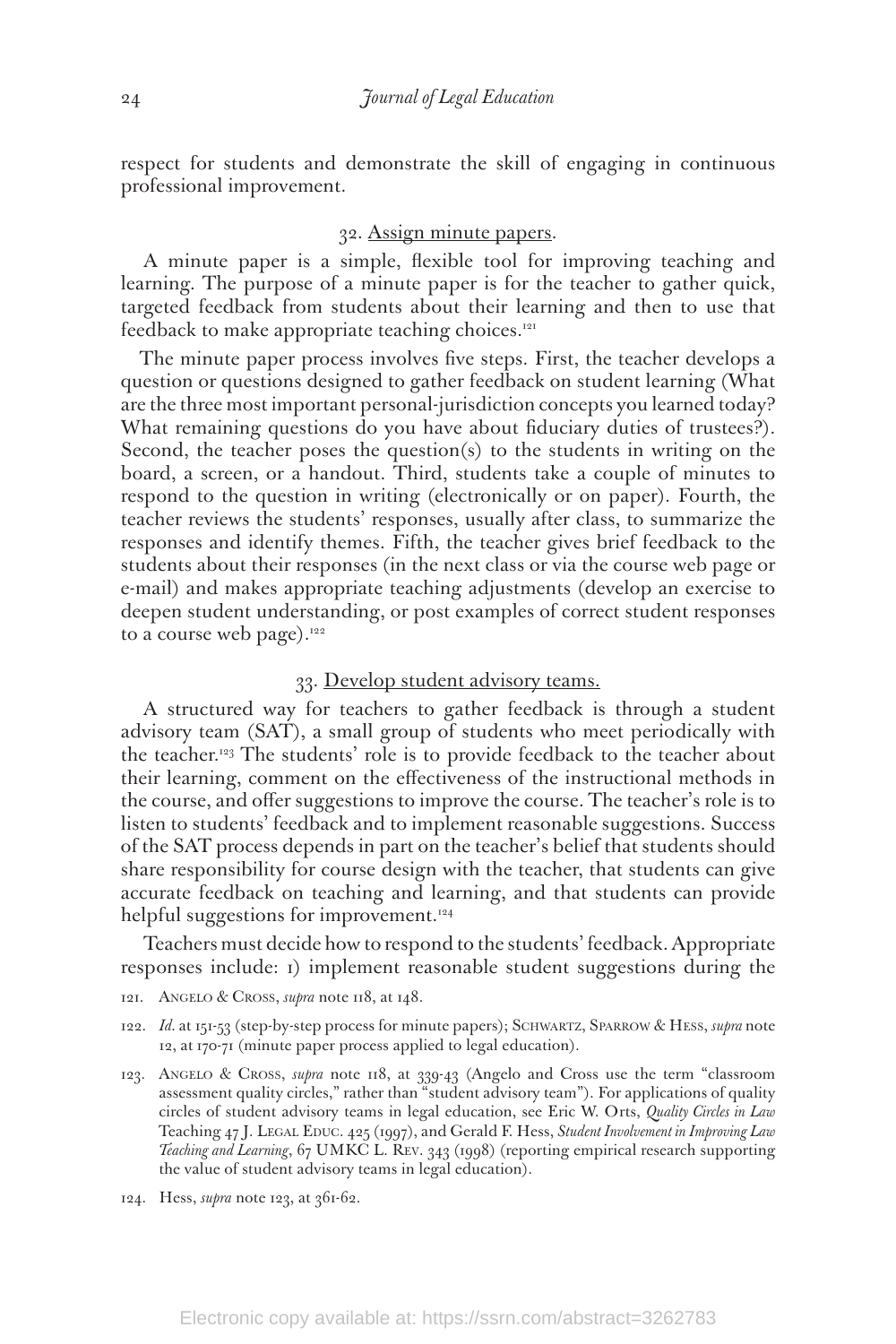respect for students and demonstrate the skill of engaging in continuous professional improvement.

### 32. Assign minute papers.

A minute paper is a simple, flexible tool for improving teaching and learning. The purpose of a minute paper is for the teacher to gather quick, targeted feedback from students about their learning and then to use that feedback to make appropriate teaching choices.[121]

The minute paper process involves five steps. First, the teacher develops a question or questions designed to gather feedback on student learning (What are the three most important personal-jurisdiction concepts you learned today? What remaining questions do you have about fiduciary duties of trustees?). Second, the teacher poses the question(s) to the students in writing on the board, a screen, or a handout. Third, students take a couple of minutes to respond to the question in writing (electronically or on paper). Fourth, the teacher reviews the students' responses, usually after class, to summarize the responses and identify themes. Fifth, the teacher gives brief feedback to the students about their responses (in the next class or via the course web page or e-mail) and makes appropriate teaching adjustments (develop an exercise to deepen student understanding, or post examples of correct student responses to a course web page).[122]

### 33. Develop student advisory teams.

A structured way for teachers to gather feedback is through a student advisory team (SAT), a small group of students who meet periodically with the teacher.[123] The students' role is to provide feedback to the teacher about their learning, comment on the effectiveness of the instructional methods in the course, and offer suggestions to improve the course. The teacher's role is to listen to students' feedback and to implement reasonable suggestions. Success of the SAT process depends in part on the teacher's belief that students should share responsibility for course design with the teacher, that students can give accurate feedback on teaching and learning, and that students can provide helpful suggestions for improvement.[124]

Teachers must decide how to respond to the students' feedback. Appropriate responses include: 1) implement reasonable student suggestions during the

121. Angelo & Cross, *supra* note 118, at 148.

122. *Id.* at 151-53 (step-by-step process for minute papers); Schwartz, Sparrow & Hess, *supra* note 12, at 170-71 (minute paper process applied to legal education).

123. Angelo & Cross, *supra* note 118, at 339-43 (Angelo and Cross use the term "classroom assessment quality circles," rather than "student advisory team"). For applications of quality circles of student advisory teams in legal education, see Eric W. Orts, *Quality Circles in Law* Teaching 47 J. Legal Educ. 425 (1997), and Gerald F. Hess, *Student Involvement in Improving Law Teaching and Learning*, 67 UMKC L. Rev. 343 (1998) (reporting empirical research supporting the value of student advisory teams in legal education).

124. Hess, *supra* note 123, at 361-62.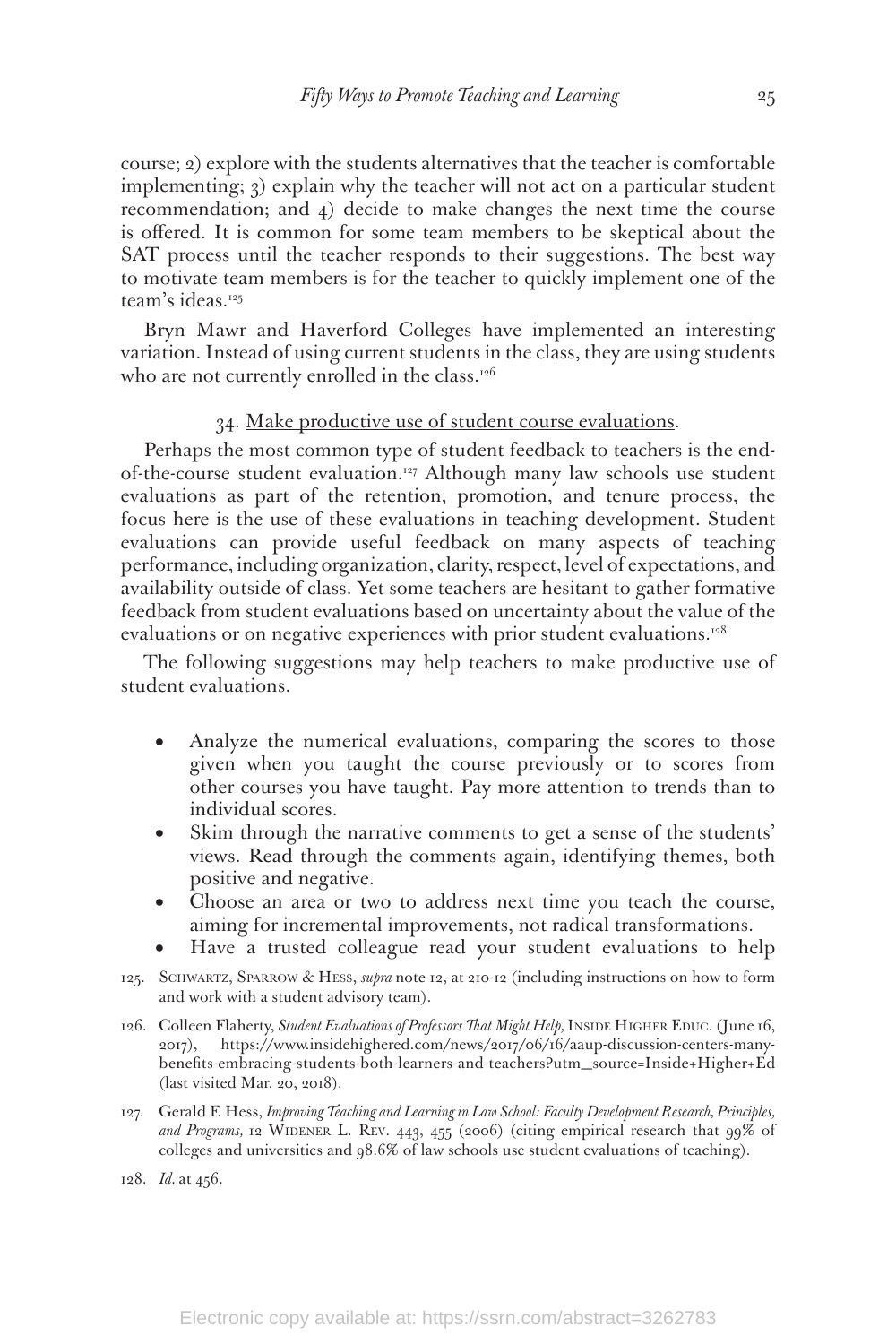course; 2) explore with the students alternatives that the teacher is comfortable implementing; 3) explain why the teacher will not act on a particular student recommendation; and 4) decide to make changes the next time the course is offered. It is common for some team members to be skeptical about the SAT process until the teacher responds to their suggestions. The best way to motivate team members is for the teacher to quickly implement one of the team's ideas.[125]

Bryn Mawr and Haverford Colleges have implemented an interesting variation. Instead of using current students in the class, they are using students who are not currently enrolled in the class.[126]

34. Make productive use of student course evaluations.

Perhaps the most common type of student feedback to teachers is the end-of-the-course student evaluation.[127] Although many law schools use student evaluations as part of the retention, promotion, and tenure process, the focus here is the use of these evaluations in teaching development. Student evaluations can provide useful feedback on many aspects of teaching performance, including organization, clarity, respect, level of expectations, and availability outside of class. Yet some teachers are hesitant to gather formative feedback from student evaluations based on uncertainty about the value of the evaluations or on negative experiences with prior student evaluations.[128]

The following suggestions may help teachers to make productive use of student evaluations.

- Analyze the numerical evaluations, comparing the scores to those given when you taught the course previously or to scores from other courses you have taught. Pay more attention to trends than to individual scores.
- Skim through the narrative comments to get a sense of the students' views. Read through the comments again, identifying themes, both positive and negative.
- Choose an area or two to address next time you teach the course, aiming for incremental improvements, not radical transformations.
- Have a trusted colleague read your student evaluations to help

125. Schwartz, Sparrow & Hess, *supra* note 12, at 210-12 (including instructions on how to form and work with a student advisory team).

126. Colleen Flaherty, *Student Evaluations of Professors That Might Help,* Inside Higher Educ. (June 16, 2017), https://www.insidehighered.com/news/2017/06/16/aaup-discussion-centers-many-benefits-embracing-students-both-learners-and-teachers?utm_source=Inside+Higher+Ed (last visited Mar. 20, 2018).

127. Gerald F. Hess, *Improving Teaching and Learning in Law School: Faculty Development Research, Principles, and Programs,* 12 Widener L. Rev. 443, 455 (2006) (citing empirical research that 99% of colleges and universities and 98.6% of law schools use student evaluations of teaching).

128. *Id.* at 456.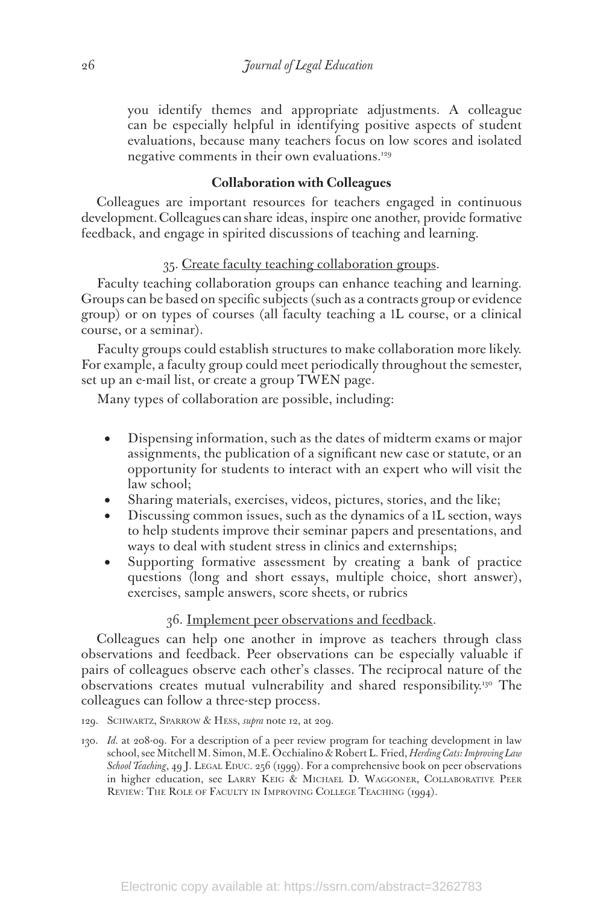you identify themes and appropriate adjustments. A colleague can be especially helpful in identifying positive aspects of student evaluations, because many teachers focus on low scores and isolated negative comments in their own evaluations.[129]

### Collaboration with Colleagues

Colleagues are important resources for teachers engaged in continuous development. Colleagues can share ideas, inspire one another, provide formative feedback, and engage in spirited discussions of teaching and learning.

#### 35. Create faculty teaching collaboration groups.

Faculty teaching collaboration groups can enhance teaching and learning. Groups can be based on specific subjects (such as a contracts group or evidence group) or on types of courses (all faculty teaching a 1L course, or a clinical course, or a seminar).

Faculty groups could establish structures to make collaboration more likely. For example, a faculty group could meet periodically throughout the semester, set up an e-mail list, or create a group TWEN page.

Many types of collaboration are possible, including:

- Dispensing information, such as the dates of midterm exams or major assignments, the publication of a significant new case or statute, or an opportunity for students to interact with an expert who will visit the law school;
- Sharing materials, exercises, videos, pictures, stories, and the like;
- Discussing common issues, such as the dynamics of a 1L section, ways to help students improve their seminar papers and presentations, and ways to deal with student stress in clinics and externships;
- Supporting formative assessment by creating a bank of practice questions (long and short essays, multiple choice, short answer), exercises, sample answers, score sheets, or rubrics

#### 36. Implement peer observations and feedback.

Colleagues can help one another in improve as teachers through class observations and feedback. Peer observations can be especially valuable if pairs of colleagues observe each other's classes. The reciprocal nature of the observations creates mutual vulnerability and shared responsibility.[130] The colleagues can follow a three-step process.

129. Schwartz, Sparrow & Hess, *supra* note 12, at 209.

130. *Id.* at 208-09. For a description of a peer review program for teaching development in law school, see Mitchell M. Simon, M.E. Occhialino & Robert L. Fried, *Herding Cats: Improving Law School Teaching*, 49 J. Legal Educ. 256 (1999). For a comprehensive book on peer observations in higher education, see Larry Keig & Michael D. Waggoner, Collaborative Peer Review: The Role of Faculty in Improving College Teaching (1994).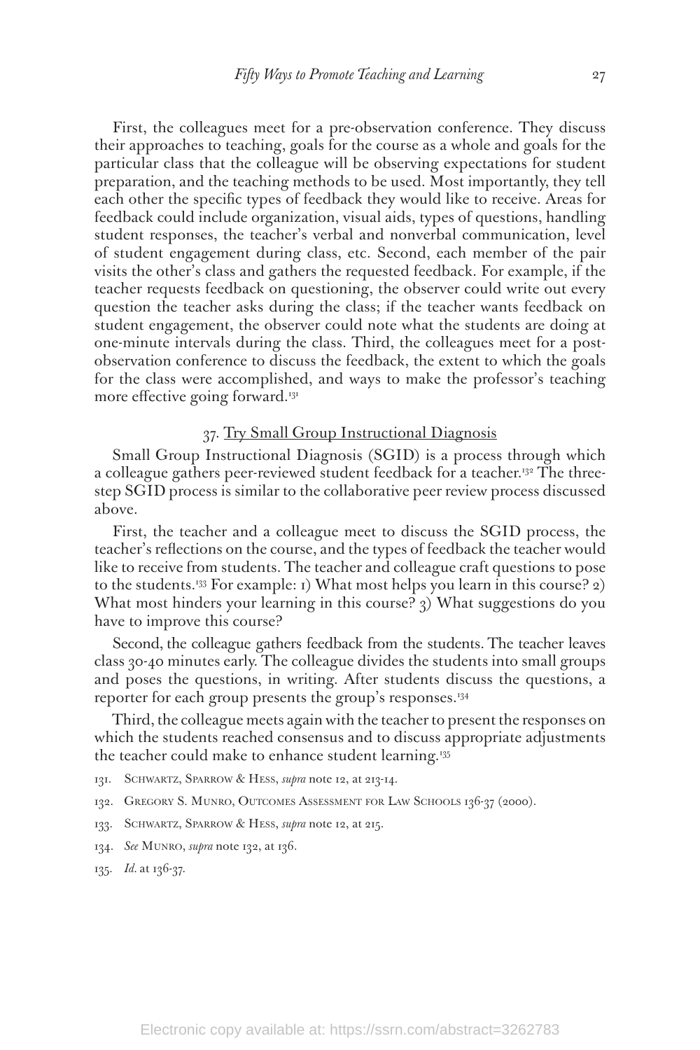First, the colleagues meet for a pre-observation conference. They discuss their approaches to teaching, goals for the course as a whole and goals for the particular class that the colleague will be observing expectations for student preparation, and the teaching methods to be used. Most importantly, they tell each other the specific types of feedback they would like to receive. Areas for feedback could include organization, visual aids, types of questions, handling student responses, the teacher's verbal and nonverbal communication, level of student engagement during class, etc. Second, each member of the pair visits the other's class and gathers the requested feedback. For example, if the teacher requests feedback on questioning, the observer could write out every question the teacher asks during the class; if the teacher wants feedback on student engagement, the observer could note what the students are doing at one-minute intervals during the class. Third, the colleagues meet for a post-observation conference to discuss the feedback, the extent to which the goals for the class were accomplished, and ways to make the professor's teaching more effective going forward.[131]

### 37. Try Small Group Instructional Diagnosis

Small Group Instructional Diagnosis (SGID) is a process through which a colleague gathers peer-reviewed student feedback for a teacher.[132] The three-step SGID process is similar to the collaborative peer review process discussed above.

First, the teacher and a colleague meet to discuss the SGID process, the teacher's reflections on the course, and the types of feedback the teacher would like to receive from students. The teacher and colleague craft questions to pose to the students.[133] For example: 1) What most helps you learn in this course? 2) What most hinders your learning in this course? 3) What suggestions do you have to improve this course?

Second, the colleague gathers feedback from the students. The teacher leaves class 30-40 minutes early. The colleague divides the students into small groups and poses the questions, in writing. After students discuss the questions, a reporter for each group presents the group's responses.[134]

Third, the colleague meets again with the teacher to present the responses on which the students reached consensus and to discuss appropriate adjustments the teacher could make to enhance student learning.[135]

131. Schwartz, Sparrow & Hess, *supra* note 12, at 213-14.

132. Gregory S. Munro, Outcomes Assessment for Law Schools 136-37 (2000).

133. Schwartz, Sparrow & Hess, *supra* note 12, at 215.

134. *See* Munro, *supra* note 132, at 136.

135. *Id.* at 136-37.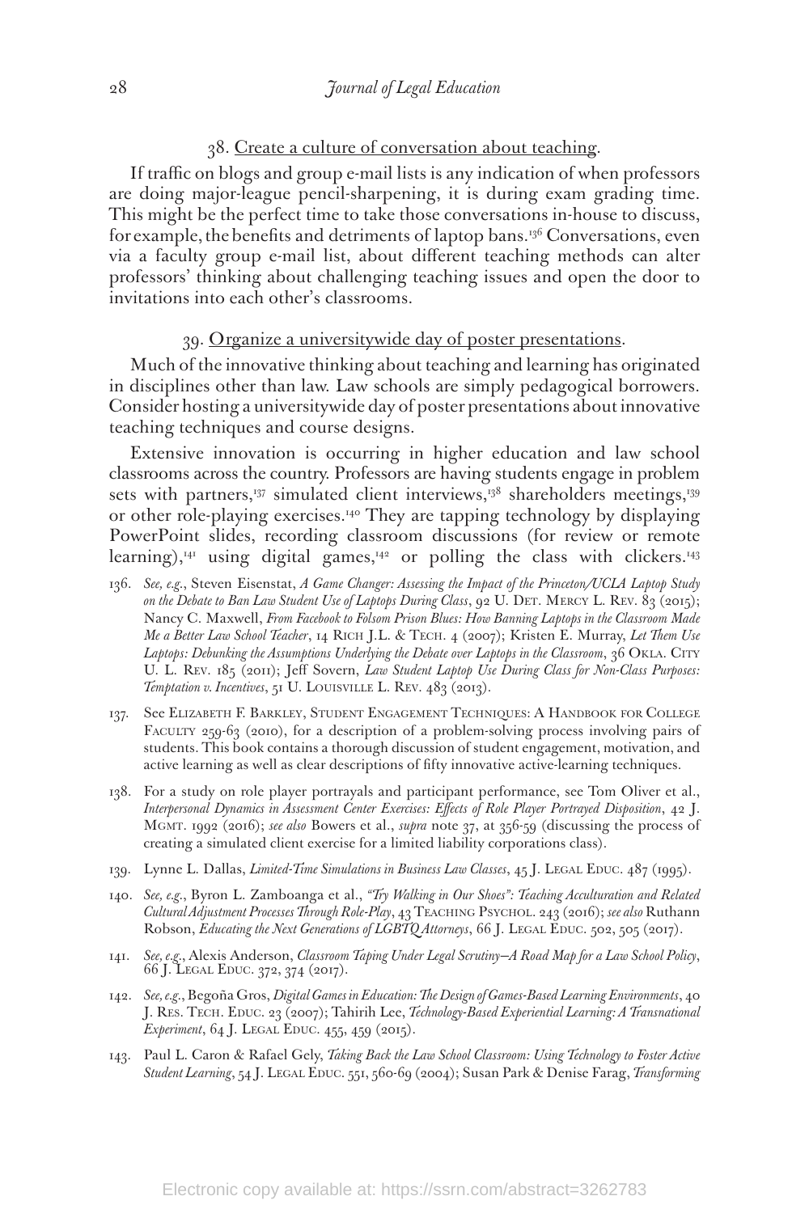38. Create a culture of conversation about teaching.

If traffic on blogs and group e-mail lists is any indication of when professors are doing major-league pencil-sharpening, it is during exam grading time. This might be the perfect time to take those conversations in-house to discuss, for example, the benefits and detriments of laptop bans.[136] Conversations, even via a faculty group e-mail list, about different teaching methods can alter professors' thinking about challenging teaching issues and open the door to invitations into each other's classrooms.

39. Organize a universitywide day of poster presentations.

Much of the innovative thinking about teaching and learning has originated in disciplines other than law. Law schools are simply pedagogical borrowers. Consider hosting a universitywide day of poster presentations about innovative teaching techniques and course designs.

Extensive innovation is occurring in higher education and law school classrooms across the country. Professors are having students engage in problem sets with partners,[137] simulated client interviews,[138] shareholders meetings,[139] or other role-playing exercises.[140] They are tapping technology by displaying PowerPoint slides, recording classroom discussions (for review or remote learning),[141] using digital games,[142] or polling the class with clickers.[143]

136. *See, e.g.*, Steven Eisenstat, *A Game Changer: Assessing the Impact of the Princeton/UCLA Laptop Study on the Debate to Ban Law Student Use of Laptops During Class*, 92 U. Det. Mercy L. Rev. 83 (2015); Nancy C. Maxwell, *From Facebook to Folsom Prison Blues: How Banning Laptops in the Classroom Made Me a Better Law School Teacher*, 14 Rich J.L. & Tech. 4 (2007); Kristen E. Murray, *Let Them Use Laptops: Debunking the Assumptions Underlying the Debate over Laptops in the Classroom*, 36 Okla. City U. L. Rev. 185 (2011); Jeff Sovern, *Law Student Laptop Use During Class for Non-Class Purposes: Temptation v. Incentives*, 51 U. Louisville L. Rev. 483 (2013).

137. See Elizabeth F. Barkley, Student Engagement Techniques: A Handbook for College Faculty 259-63 (2010), for a description of a problem-solving process involving pairs of students. This book contains a thorough discussion of student engagement, motivation, and active learning as well as clear descriptions of fifty innovative active-learning techniques.

138. For a study on role player portrayals and participant performance, see Tom Oliver et al., *Interpersonal Dynamics in Assessment Center Exercises: Effects of Role Player Portrayed Disposition*, 42 J. Mgmt. 1992 (2016); *see also* Bowers et al., *supra* note 37, at 356-59 (discussing the process of creating a simulated client exercise for a limited liability corporations class).

139. Lynne L. Dallas, *Limited-Time Simulations in Business Law Classes*, 45 J. Legal Educ. 487 (1995).

140. *See, e.g.*, Byron L. Zamboanga et al., *"Try Walking in Our Shoes": Teaching Acculturation and Related Cultural Adjustment Processes Through Role-Play*, 43 Teaching Psychol. 243 (2016); *see also* Ruthann Robson, *Educating the Next Generations of LGBTQ Attorneys*, 66 J. Legal Educ. 502, 505 (2017).

141. *See, e.g.*, Alexis Anderson, *Classroom Taping Under Legal Scrutiny—A Road Map for a Law School Policy*, 66 J. Legal Educ. 372, 374 (2017).

142. *See, e.g.*, Begoña Gros, *Digital Games in Education: The Design of Games-Based Learning Environments*, 40 J. Res. Tech. Educ. 23 (2007); Tahirih Lee, *Technology-Based Experiential Learning: A Transnational Experiment*, 64 J. Legal Educ. 455, 459 (2015).

143. Paul L. Caron & Rafael Gely, *Taking Back the Law School Classroom: Using Technology to Foster Active Student Learning*, 54 J. Legal Educ. 551, 560-69 (2004); Susan Park & Denise Farag, *Transforming*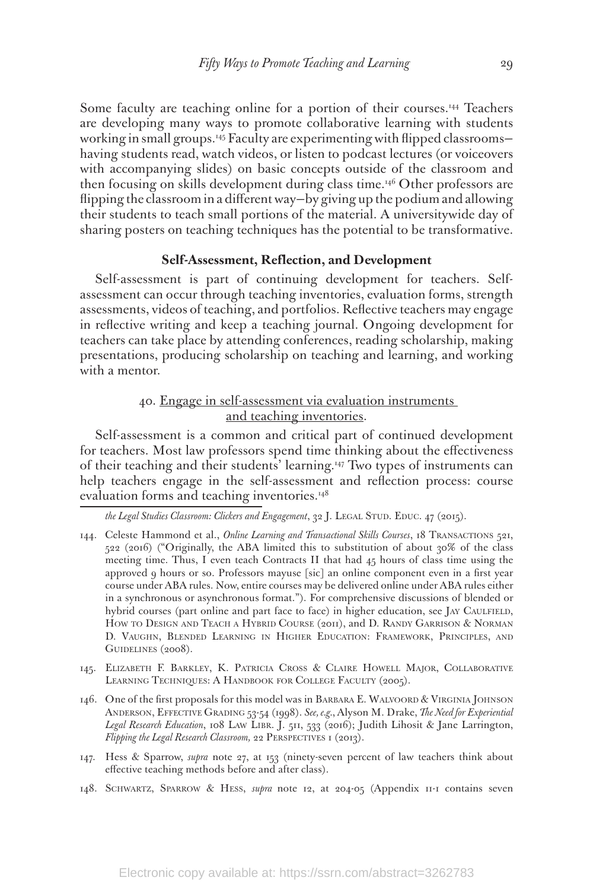Some faculty are teaching online for a portion of their courses.[144] Teachers are developing many ways to promote collaborative learning with students working in small groups.[145] Faculty are experimenting with flipped classrooms—having students read, watch videos, or listen to podcast lectures (or voiceovers with accompanying slides) on basic concepts outside of the classroom and then focusing on skills development during class time.[146] Other professors are flipping the classroom in a different way—by giving up the podium and allowing their students to teach small portions of the material. A universitywide day of sharing posters on teaching techniques has the potential to be transformative.

### Self-Assessment, Reflection, and Development

Self-assessment is part of continuing development for teachers. Self-assessment can occur through teaching inventories, evaluation forms, strength assessments, videos of teaching, and portfolios. Reflective teachers may engage in reflective writing and keep a teaching journal. Ongoing development for teachers can take place by attending conferences, reading scholarship, making presentations, producing scholarship on teaching and learning, and working with a mentor.

#### 40. Engage in self-assessment via evaluation instruments and teaching inventories.

Self-assessment is a common and critical part of continued development for teachers. Most law professors spend time thinking about the effectiveness of their teaching and their students' learning.[147] Two types of instruments can help teachers engage in the self-assessment and reflection process: course evaluation forms and teaching inventories.[148]

---

*the Legal Studies Classroom: Clickers and Engagement*, 32 J. Legal Stud. Educ. 47 (2015).

144. Celeste Hammond et al., *Online Learning and Transactional Skills Courses*, 18 Transactions 521, 522 (2016) ("Originally, the ABA limited this to substitution of about 30% of the class meeting time. Thus, I even teach Contracts II that had 45 hours of class time using the approved 9 hours or so. Professors mayuse [sic] an online component even in a first year course under ABA rules. Now, entire courses may be delivered online under ABA rules either in a synchronous or asynchronous format."). For comprehensive discussions of blended or hybrid courses (part online and part face to face) in higher education, see Jay Caulfield, How to Design and Teach a Hybrid Course (2011), and D. Randy Garrison & Norman D. Vaughn, Blended Learning in Higher Education: Framework, Principles, and Guidelines (2008).

145. Elizabeth F. Barkley, K. Patricia Cross & Claire Howell Major, Collaborative Learning Techniques: A Handbook for College Faculty (2005).

146. One of the first proposals for this model was in Barbara E. Walvoord & Virginia Johnson Anderson, Effective Grading 53-54 (1998). *See, e.g.*, Alyson M. Drake, *The Need for Experiential Legal Research Education*, 108 Law Libr. J. 511, 533 (2016); Judith Lihosit & Jane Larrington, *Flipping the Legal Research Classroom,* 22 Perspectives 1 (2013).

147. Hess & Sparrow, *supra* note 27, at 153 (ninety-seven percent of law teachers think about effective teaching methods before and after class).

148. Schwartz, Sparrow & Hess, *supra* note 12, at 204-05 (Appendix 11-1 contains seven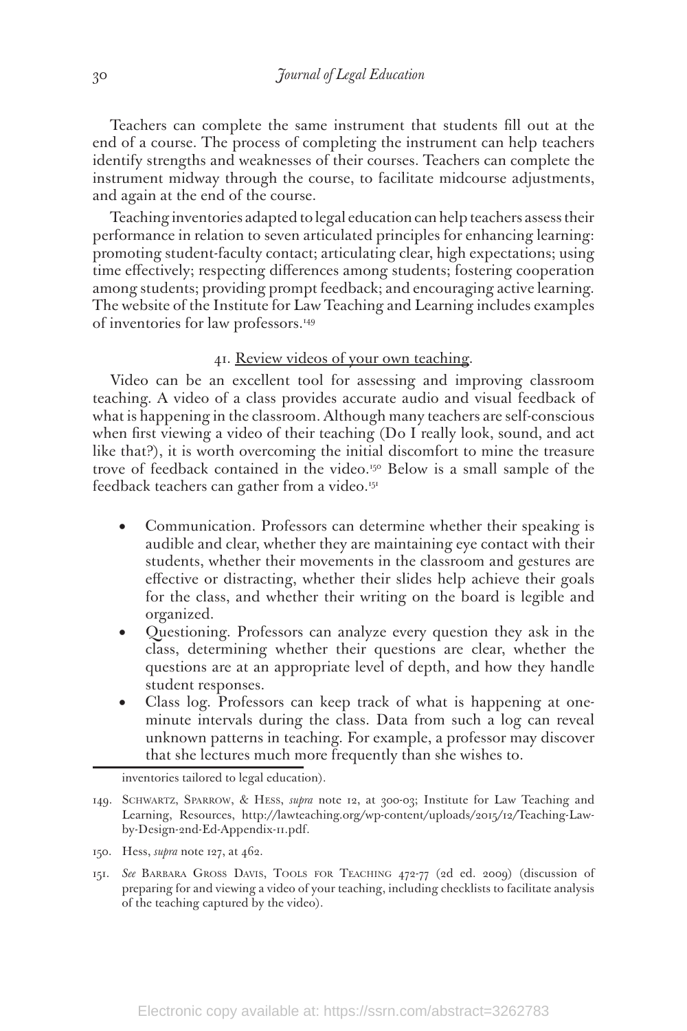Teachers can complete the same instrument that students fill out at the end of a course. The process of completing the instrument can help teachers identify strengths and weaknesses of their courses. Teachers can complete the instrument midway through the course, to facilitate midcourse adjustments, and again at the end of the course.

Teaching inventories adapted to legal education can help teachers assess their performance in relation to seven articulated principles for enhancing learning: promoting student-faculty contact; articulating clear, high expectations; using time effectively; respecting differences among students; fostering cooperation among students; providing prompt feedback; and encouraging active learning. The website of the Institute for Law Teaching and Learning includes examples of inventories for law professors.[149]

### 41. Review videos of your own teaching.

Video can be an excellent tool for assessing and improving classroom teaching. A video of a class provides accurate audio and visual feedback of what is happening in the classroom. Although many teachers are self-conscious when first viewing a video of their teaching (Do I really look, sound, and act like that?), it is worth overcoming the initial discomfort to mine the treasure trove of feedback contained in the video.[150] Below is a small sample of the feedback teachers can gather from a video.[151]

- Communication. Professors can determine whether their speaking is audible and clear, whether they are maintaining eye contact with their students, whether their movements in the classroom and gestures are effective or distracting, whether their slides help achieve their goals for the class, and whether their writing on the board is legible and organized.
- Questioning. Professors can analyze every question they ask in the class, determining whether their questions are clear, whether the questions are at an appropriate level of depth, and how they handle student responses.
- Class log. Professors can keep track of what is happening at one-minute intervals during the class. Data from such a log can reveal unknown patterns in teaching. For example, a professor may discover that she lectures much more frequently than she wishes to.

---

inventories tailored to legal education).

149. Schwartz, Sparrow, & Hess, *supra* note 12, at 300-03; Institute for Law Teaching and Learning, Resources, http://lawteaching.org/wp-content/uploads/2015/12/Teaching-Law-by-Design-2nd-Ed-Appendix-11.pdf.

150. Hess, *supra* note 127, at 462.

151. *See* Barbara Gross Davis, Tools for Teaching 472-77 (2d ed. 2009) (discussion of preparing for and viewing a video of your teaching, including checklists to facilitate analysis of the teaching captured by the video).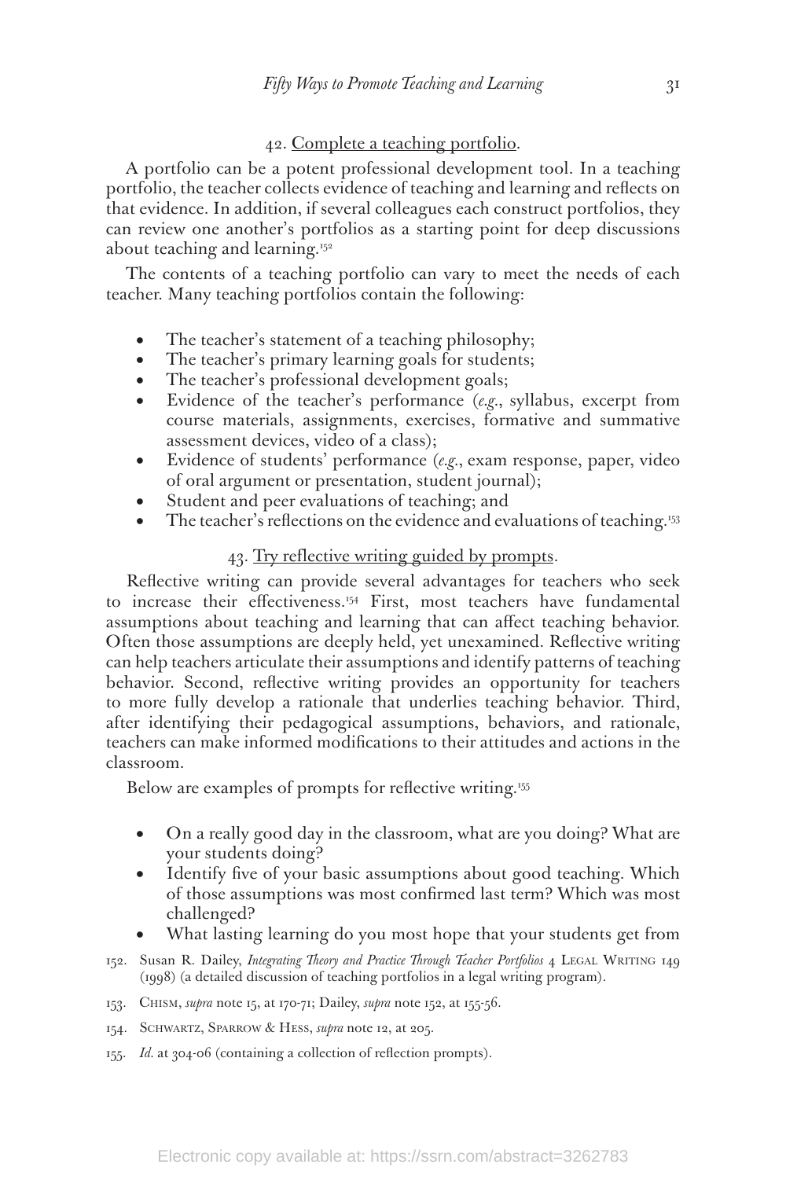42. Complete a teaching portfolio.

A portfolio can be a potent professional development tool. In a teaching portfolio, the teacher collects evidence of teaching and learning and reflects on that evidence. In addition, if several colleagues each construct portfolios, they can review one another's portfolios as a starting point for deep discussions about teaching and learning.[152]

The contents of a teaching portfolio can vary to meet the needs of each teacher. Many teaching portfolios contain the following:

- The teacher's statement of a teaching philosophy;
- The teacher's primary learning goals for students;
- The teacher's professional development goals;
- Evidence of the teacher's performance (*e.g.*, syllabus, excerpt from course materials, assignments, exercises, formative and summative assessment devices, video of a class);
- Evidence of students' performance (*e.g.*, exam response, paper, video of oral argument or presentation, student journal);
- Student and peer evaluations of teaching; and
- The teacher's reflections on the evidence and evaluations of teaching.[153]

43. Try reflective writing guided by prompts.

Reflective writing can provide several advantages for teachers who seek to increase their effectiveness.[154] First, most teachers have fundamental assumptions about teaching and learning that can affect teaching behavior. Often those assumptions are deeply held, yet unexamined. Reflective writing can help teachers articulate their assumptions and identify patterns of teaching behavior. Second, reflective writing provides an opportunity for teachers to more fully develop a rationale that underlies teaching behavior. Third, after identifying their pedagogical assumptions, behaviors, and rationale, teachers can make informed modifications to their attitudes and actions in the classroom.

Below are examples of prompts for reflective writing.[155]

- On a really good day in the classroom, what are you doing? What are your students doing?
- Identify five of your basic assumptions about good teaching. Which of those assumptions was most confirmed last term? Which was most challenged?
- What lasting learning do you most hope that your students get from

152. Susan R. Dailey, *Integrating Theory and Practice Through Teacher Portfolios* 4 Legal Writing 149 (1998) (a detailed discussion of teaching portfolios in a legal writing program).

153. Chism, *supra* note 15, at 170-71; Dailey, *supra* note 152, at 155-56.

154. Schwartz, Sparrow & Hess, *supra* note 12, at 205.

155. *Id.* at 304-06 (containing a collection of reflection prompts).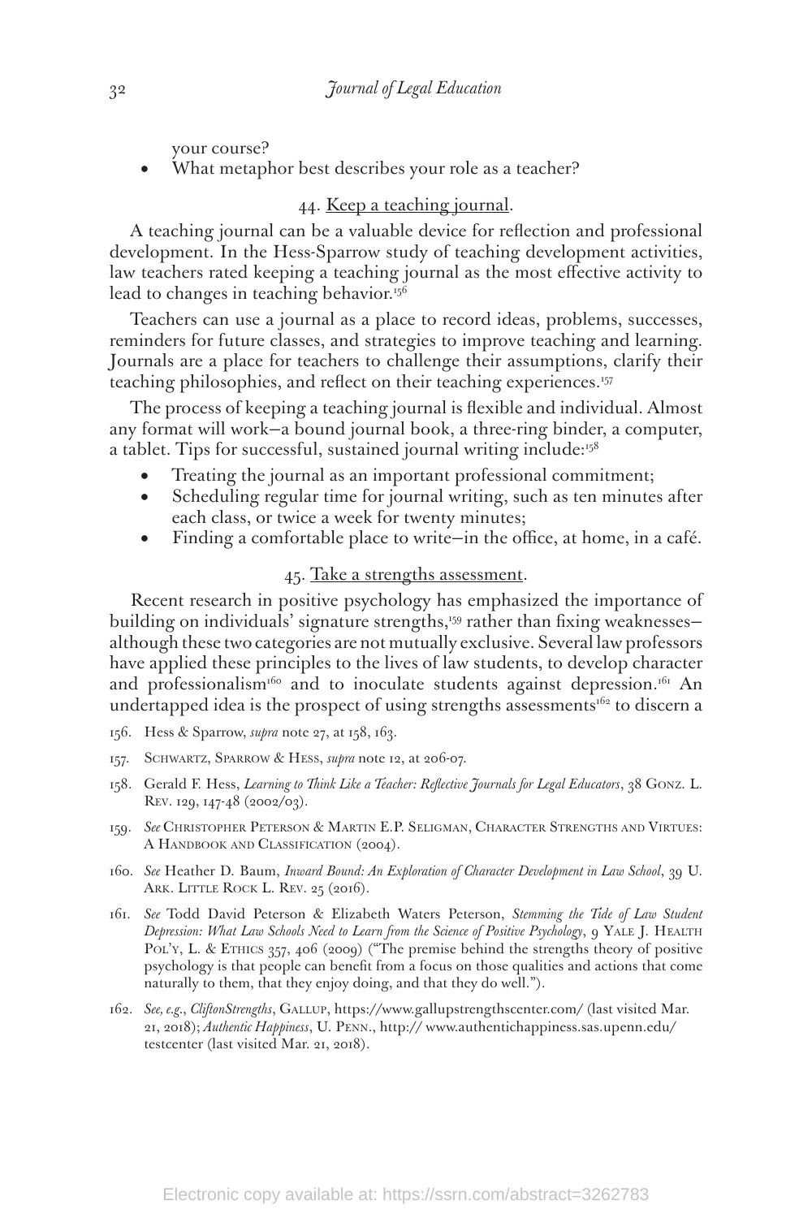your course?

- What metaphor best describes your role as a teacher?

44. Keep a teaching journal.

A teaching journal can be a valuable device for reflection and professional development. In the Hess-Sparrow study of teaching development activities, law teachers rated keeping a teaching journal as the most effective activity to lead to changes in teaching behavior.[156]

Teachers can use a journal as a place to record ideas, problems, successes, reminders for future classes, and strategies to improve teaching and learning. Journals are a place for teachers to challenge their assumptions, clarify their teaching philosophies, and reflect on their teaching experiences.[157]

The process of keeping a teaching journal is flexible and individual. Almost any format will work—a bound journal book, a three-ring binder, a computer, a tablet. Tips for successful, sustained journal writing include:[158]

- Treating the journal as an important professional commitment;
- Scheduling regular time for journal writing, such as ten minutes after each class, or twice a week for twenty minutes;
- Finding a comfortable place to write—in the office, at home, in a café.

45. Take a strengths assessment.

Recent research in positive psychology has emphasized the importance of building on individuals' signature strengths,[159] rather than fixing weaknesses—although these two categories are not mutually exclusive. Several law professors have applied these principles to the lives of law students, to develop character and professionalism[160] and to inoculate students against depression.[161] An undertapped idea is the prospect of using strengths assessments[162] to discern a

156. Hess & Sparrow, *supra* note 27, at 158, 163.

157. Schwartz, Sparrow & Hess, *supra* note 12, at 206-07.

158. Gerald F. Hess, *Learning to Think Like a Teacher: Reflective Journals for Legal Educators*, 38 Gonz. L. Rev. 129, 147-48 (2002/03).

159. *See* Christopher Peterson & Martin E.P. Seligman, Character Strengths and Virtues: A Handbook and Classification (2004).

160. *See* Heather D. Baum, *Inward Bound: An Exploration of Character Development in Law School*, 39 U. Ark. Little Rock L. Rev. 25 (2016).

161. *See* Todd David Peterson & Elizabeth Waters Peterson, *Stemming the Tide of Law Student Depression: What Law Schools Need to Learn from the Science of Positive Psychology*, 9 Yale J. Health Pol'y, L. & Ethics 357, 406 (2009) ("The premise behind the strengths theory of positive psychology is that people can benefit from a focus on those qualities and actions that come naturally to them, that they enjoy doing, and that they do well.").

162. *See, e.g.*, *CliftonStrengths*, Gallup, https://www.gallupstrengthscenter.com/ (last visited Mar. 21, 2018); *Authentic Happiness*, U. Penn., http:// www.authentichappiness.sas.upenn.edu/ testcenter (last visited Mar. 21, 2018).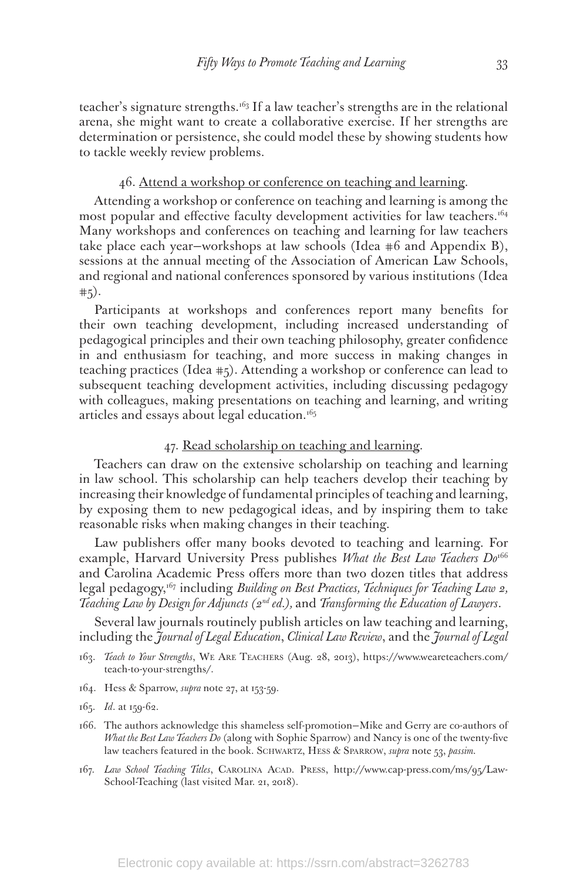teacher's signature strengths.[163] If a law teacher's strengths are in the relational arena, she might want to create a collaborative exercise. If her strengths are determination or persistence, she could model these by showing students how to tackle weekly review problems.

### 46. Attend a workshop or conference on teaching and learning.

Attending a workshop or conference on teaching and learning is among the most popular and effective faculty development activities for law teachers.[164] Many workshops and conferences on teaching and learning for law teachers take place each year—workshops at law schools (Idea #6 and Appendix B), sessions at the annual meeting of the Association of American Law Schools, and regional and national conferences sponsored by various institutions (Idea #5).

Participants at workshops and conferences report many benefits for their own teaching development, including increased understanding of pedagogical principles and their own teaching philosophy, greater confidence in and enthusiasm for teaching, and more success in making changes in teaching practices (Idea #5). Attending a workshop or conference can lead to subsequent teaching development activities, including discussing pedagogy with colleagues, making presentations on teaching and learning, and writing articles and essays about legal education.[165]

### 47. Read scholarship on teaching and learning.

Teachers can draw on the extensive scholarship on teaching and learning in law school. This scholarship can help teachers develop their teaching by increasing their knowledge of fundamental principles of teaching and learning, by exposing them to new pedagogical ideas, and by inspiring them to take reasonable risks when making changes in their teaching.

Law publishers offer many books devoted to teaching and learning. For example, Harvard University Press publishes *What the Best Law Teachers Do*[166] and Carolina Academic Press offers more than two dozen titles that address legal pedagogy,[167] including *Building on Best Practices, Techniques for Teaching Law 2, Teaching Law by Design for Adjuncts (2nd ed.),* and *Transforming the Education of Lawyers*.

Several law journals routinely publish articles on law teaching and learning, including the *Journal of Legal Education*, *Clinical Law Review*, and the *Journal of Legal*

163. *Teach to Your Strengths*, We Are Teachers (Aug. 28, 2013), https://www.weareteachers.com/teach-to-your-strengths/.

164. Hess & Sparrow, *supra* note 27, at 153-59.

165. *Id*. at 159-62.

166. The authors acknowledge this shameless self-promotion—Mike and Gerry are co-authors of *What the Best Law Teachers Do* (along with Sophie Sparrow) and Nancy is one of the twenty-five law teachers featured in the book. Schwartz, Hess & Sparrow, *supra* note 53, *passim*.

167. *Law School Teaching Titles*, Carolina Acad. Press, http://www.cap-press.com/ms/95/Law-School-Teaching (last visited Mar. 21, 2018).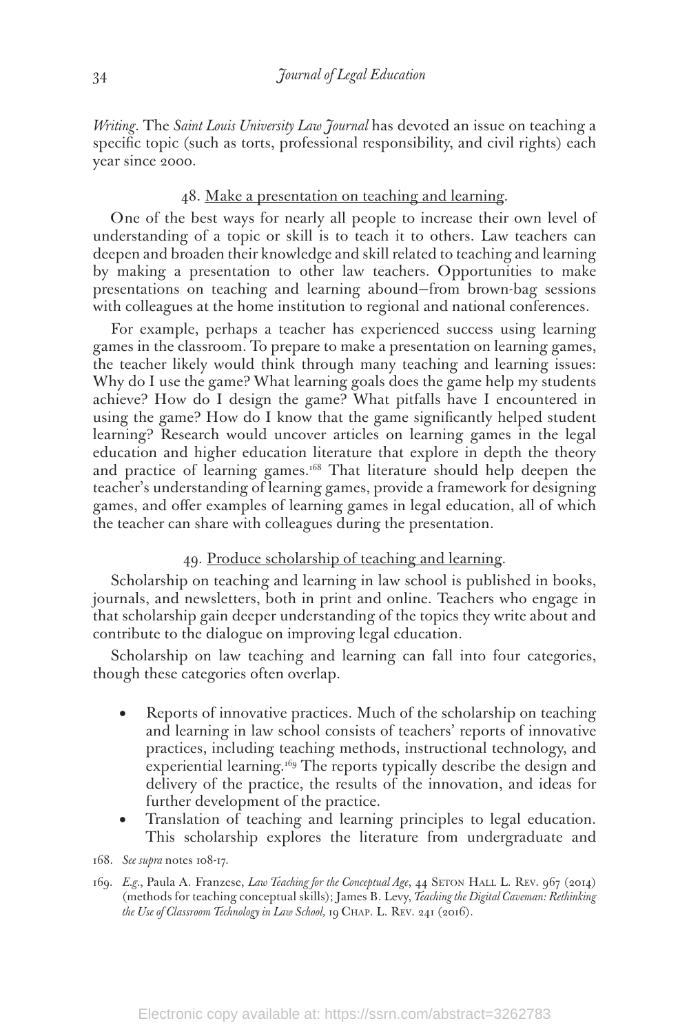*Writing*. The *Saint Louis University Law Journal* has devoted an issue on teaching a specific topic (such as torts, professional responsibility, and civil rights) each year since 2000.

48. <u>Make a presentation on teaching and learning</u>.

One of the best ways for nearly all people to increase their own level of understanding of a topic or skill is to teach it to others. Law teachers can deepen and broaden their knowledge and skill related to teaching and learning by making a presentation to other law teachers. Opportunities to make presentations on teaching and learning abound—from brown-bag sessions with colleagues at the home institution to regional and national conferences.

For example, perhaps a teacher has experienced success using learning games in the classroom. To prepare to make a presentation on learning games, the teacher likely would think through many teaching and learning issues: Why do I use the game? What learning goals does the game help my students achieve? How do I design the game? What pitfalls have I encountered in using the game? How do I know that the game significantly helped student learning? Research would uncover articles on learning games in the legal education and higher education literature that explore in depth the theory and practice of learning games.[168] That literature should help deepen the teacher's understanding of learning games, provide a framework for designing games, and offer examples of learning games in legal education, all of which the teacher can share with colleagues during the presentation.

49. <u>Produce scholarship of teaching and learning</u>.

Scholarship on teaching and learning in law school is published in books, journals, and newsletters, both in print and online. Teachers who engage in that scholarship gain deeper understanding of the topics they write about and contribute to the dialogue on improving legal education.

Scholarship on law teaching and learning can fall into four categories, though these categories often overlap.

- Reports of innovative practices. Much of the scholarship on teaching and learning in law school consists of teachers' reports of innovative practices, including teaching methods, instructional technology, and experiential learning.[169] The reports typically describe the design and delivery of the practice, the results of the innovation, and ideas for further development of the practice.
- Translation of teaching and learning principles to legal education. This scholarship explores the literature from undergraduate and

168. *See supra* notes 108-17.

169. *E.g.*, Paula A. Franzese, *Law Teaching for the Conceptual Age*, 44 Seton Hall L. Rev. 967 (2014) (methods for teaching conceptual skills); James B. Levy, *Teaching the Digital Caveman: Rethinking the Use of Classroom Technology in Law School,* 19 Chap. L. Rev. 241 (2016).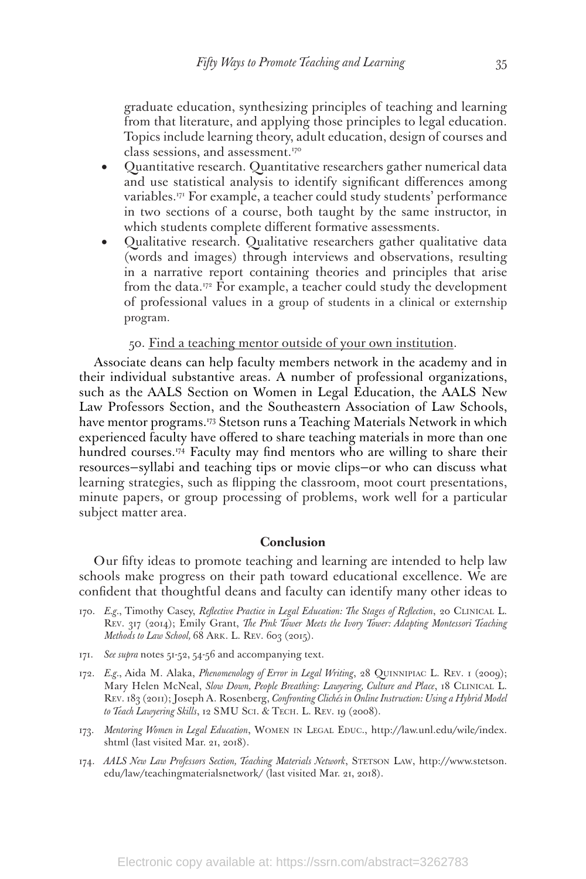graduate education, synthesizing principles of teaching and learning from that literature, and applying those principles to legal education. Topics include learning theory, adult education, design of courses and class sessions, and assessment.[170]

- Quantitative research. Quantitative researchers gather numerical data and use statistical analysis to identify significant differences among variables.[171] For example, a teacher could study students' performance in two sections of a course, both taught by the same instructor, in which students complete different formative assessments.
- Qualitative research. Qualitative researchers gather qualitative data (words and images) through interviews and observations, resulting in a narrative report containing theories and principles that arise from the data.[172] For example, a teacher could study the development of professional values in a group of students in a clinical or externship program.

50. <u>Find a teaching mentor outside of your own institution</u>.

Associate deans can help faculty members network in the academy and in their individual substantive areas. A number of professional organizations, such as the AALS Section on Women in Legal Education, the AALS New Law Professors Section, and the Southeastern Association of Law Schools, have mentor programs.[173] Stetson runs a Teaching Materials Network in which experienced faculty have offered to share teaching materials in more than one hundred courses.[174] Faculty may find mentors who are willing to share their resources—syllabi and teaching tips or movie clips—or who can discuss what learning strategies, such as flipping the classroom, moot court presentations, minute papers, or group processing of problems, work well for a particular subject matter area.

## Conclusion

Our fifty ideas to promote teaching and learning are intended to help law schools make progress on their path toward educational excellence. We are confident that thoughtful deans and faculty can identify many other ideas to

170. *E.g.*, Timothy Casey, *Reflective Practice in Legal Education: The Stages of Reflection*, 20 Clinical L. Rev. 317 (2014); Emily Grant, *The Pink Tower Meets the Ivory Tower: Adapting Montessori Teaching Methods to Law School,* 68 Ark. L. Rev. 603 (2015).

171. *See supra* notes 51-52, 54-56 and accompanying text.

172. *E.g.*, Aida M. Alaka, *Phenomenology of Error in Legal Writing*, 28 Quinnipiac L. Rev. 1 (2009); Mary Helen McNeal, *Slow Down, People Breathing: Lawyering, Culture and Place*, 18 Clinical L. Rev. 183 (2011); Joseph A. Rosenberg, *Confronting Clichés in Online Instruction: Using a Hybrid Model to Teach Lawyering Skills*, 12 SMU Sci. & Tech. L. Rev. 19 (2008).

173. *Mentoring Women in Legal Education*, Women in Legal Educ., http://law.unl.edu/wile/index.shtml (last visited Mar. 21, 2018).

174. *AALS New Law Professors Section, Teaching Materials Network*, Stetson Law, http://www.stetson.edu/law/teachingmaterialsnetwork/ (last visited Mar. 21, 2018).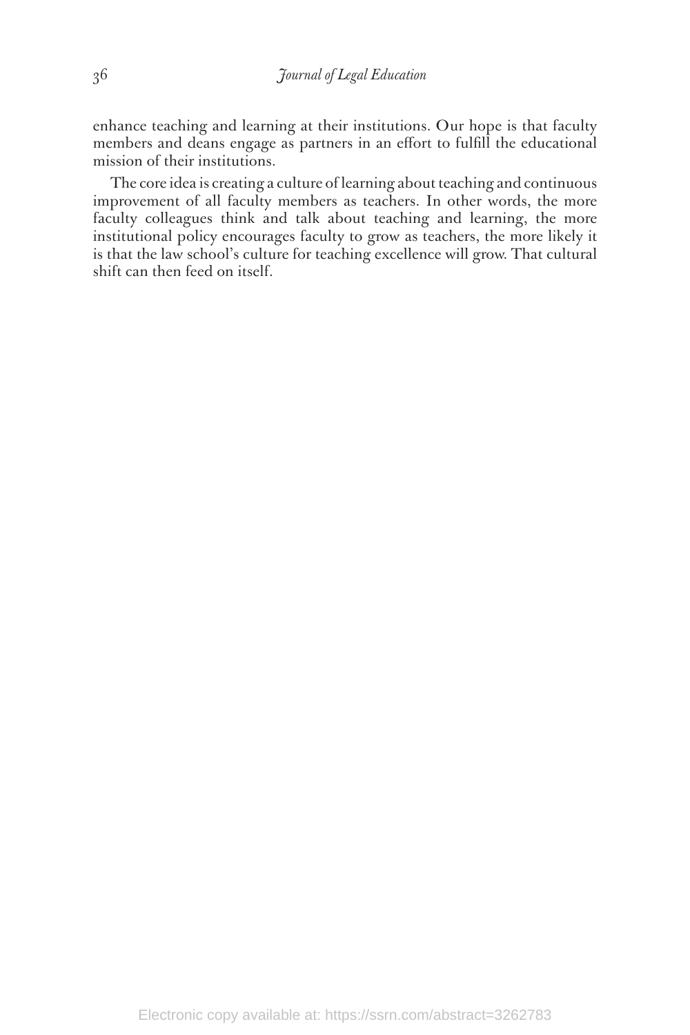enhance teaching and learning at their institutions. Our hope is that faculty members and deans engage as partners in an effort to fulfill the educational mission of their institutions.

The core idea is creating a culture of learning about teaching and continuous improvement of all faculty members as teachers. In other words, the more faculty colleagues think and talk about teaching and learning, the more institutional policy encourages faculty to grow as teachers, the more likely it is that the law school's culture for teaching excellence will grow. That cultural shift can then feed on itself.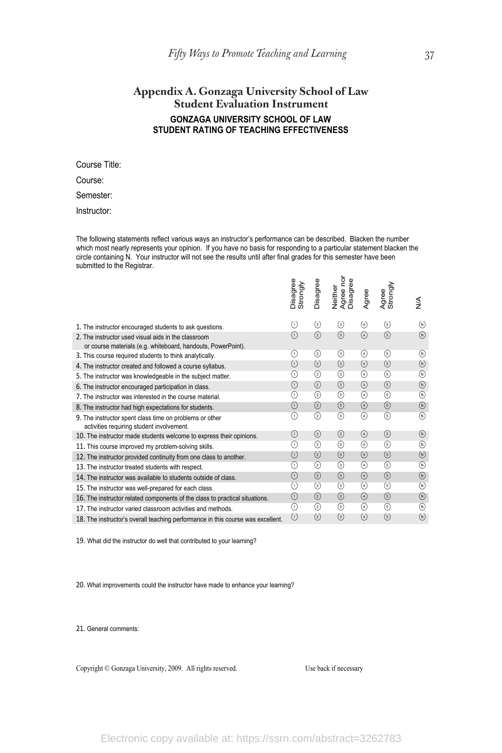## Appendix A. Gonzaga University School of Law Student Evaluation Instrument

**GONZAGA UNIVERSITY SCHOOL OF LAW**
**STUDENT RATING OF TEACHING EFFECTIVENESS**

Course Title:

Course:

Semester:

Instructor:

The following statements reflect various ways an instructor's performance can be described. Blacken the number which most nearly represents your opinion. If you have no basis for responding to a particular statement blacken the circle containing N. Your instructor will not see the results until after final grades for this semester have been submitted to the Registrar.

| | Disagree Strongly | Disagree | Neither Agree nor Disagree | Agree | Agree Strongly | N/A |
|---|---|---|---|---|---|---|
| 1. The instructor encouraged students to ask questions. | ① | ② | ③ | ④ | ⑤ | Ⓝ |
| 2. The instructor used visual aids in the classroom or course materials (e.g. whiteboard, handouts, PowerPoint). | ① | ② | ③ | ④ | ⑤ | Ⓝ |
| 3. This course required students to think analytically. | ① | ② | ③ | ④ | ⑤ | Ⓝ |
| 4. The instructor created and followed a course syllabus. | ① | ② | ③ | ④ | ⑤ | Ⓝ |
| 5. The instructor was knowledgeable in the subject matter. | ① | ② | ③ | ④ | ⑤ | Ⓝ |
| 6. The instructor encouraged participation in class. | ① | ② | ③ | ④ | ⑤ | Ⓝ |
| 7. The instructor was interested in the course material. | ① | ② | ③ | ④ | ⑤ | Ⓝ |
| 8. The instructor had high expectations for students. | ① | ② | ③ | ④ | ⑤ | Ⓝ |
| 9. The instructor spent class time on problems or other activities requiring student involvement. | ① | ② | ③ | ④ | ⑤ | Ⓝ |
| 10. The instructor made students welcome to express their opinions. | ① | ② | ③ | ④ | ⑤ | Ⓝ |
| 11. This course improved my problem-solving skills. | ① | ② | ③ | ④ | ⑤ | Ⓝ |
| 12. The instructor provided continuity from one class to another. | ① | ② | ③ | ④ | ⑤ | Ⓝ |
| 13. The instructor treated students with respect. | ① | ② | ③ | ④ | ⑤ | Ⓝ |
| 14. The instructor was available to students outside of class. | ① | ② | ③ | ④ | ⑤ | Ⓝ |
| 15. The instructor was well-prepared for each class. | ① | ② | ③ | ④ | ⑤ | Ⓝ |
| 16. The instructor related components of the class to practical situations. | ① | ② | ③ | ④ | ⑤ | Ⓝ |
| 17. The instructor varied classroom activities and methods. | ① | ② | ③ | ④ | ⑤ | Ⓝ |
| 18. The instructor's overall teaching performance in this course was excellent. | ① | ② | ③ | ④ | ⑤ | Ⓝ |

19. What did the instructor do well that contributed to your learning?

20. What improvements could the instructor have made to enhance your learning?

21. General comments:

Copyright © Gonzaga University, 2009. All rights reserved.

Use back if necessary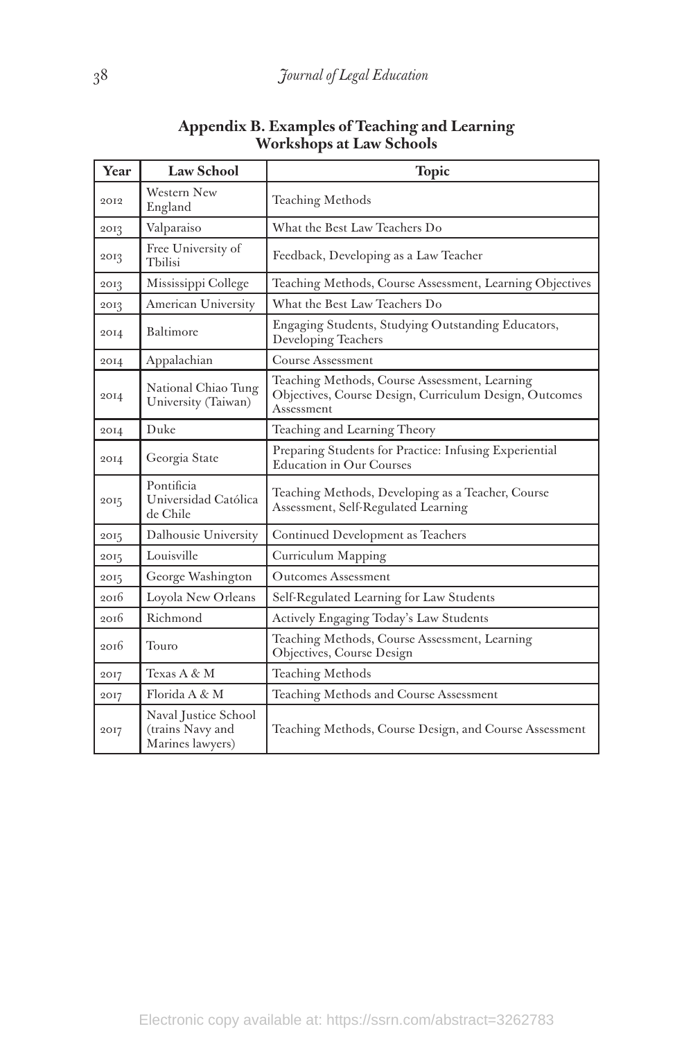## Appendix B. Examples of Teaching and Learning Workshops at Law Schools

| Year | Law School | Topic |
|---|---|---|
| 2012 | Western New England | Teaching Methods |
| 2013 | Valparaiso | What the Best Law Teachers Do |
| 2013 | Free University of Tbilisi | Feedback, Developing as a Law Teacher |
| 2013 | Mississippi College | Teaching Methods, Course Assessment, Learning Objectives |
| 2013 | American University | What the Best Law Teachers Do |
| 2014 | Baltimore | Engaging Students, Studying Outstanding Educators, Developing Teachers |
| 2014 | Appalachian | Course Assessment |
| 2014 | National Chiao Tung University (Taiwan) | Teaching Methods, Course Assessment, Learning Objectives, Course Design, Curriculum Design, Outcomes Assessment |
| 2014 | Duke | Teaching and Learning Theory |
| 2014 | Georgia State | Preparing Students for Practice: Infusing Experiential Education in Our Courses |
| 2015 | Pontificia Universidad Católica de Chile | Teaching Methods, Developing as a Teacher, Course Assessment, Self-Regulated Learning |
| 2015 | Dalhousie University | Continued Development as Teachers |
| 2015 | Louisville | Curriculum Mapping |
| 2015 | George Washington | Outcomes Assessment |
| 2016 | Loyola New Orleans | Self-Regulated Learning for Law Students |
| 2016 | Richmond | Actively Engaging Today's Law Students |
| 2016 | Touro | Teaching Methods, Course Assessment, Learning Objectives, Course Design |
| 2017 | Texas A & M | Teaching Methods |
| 2017 | Florida A & M | Teaching Methods and Course Assessment |
| 2017 | Naval Justice School (trains Navy and Marines lawyers) | Teaching Methods, Course Design, and Course Assessment |